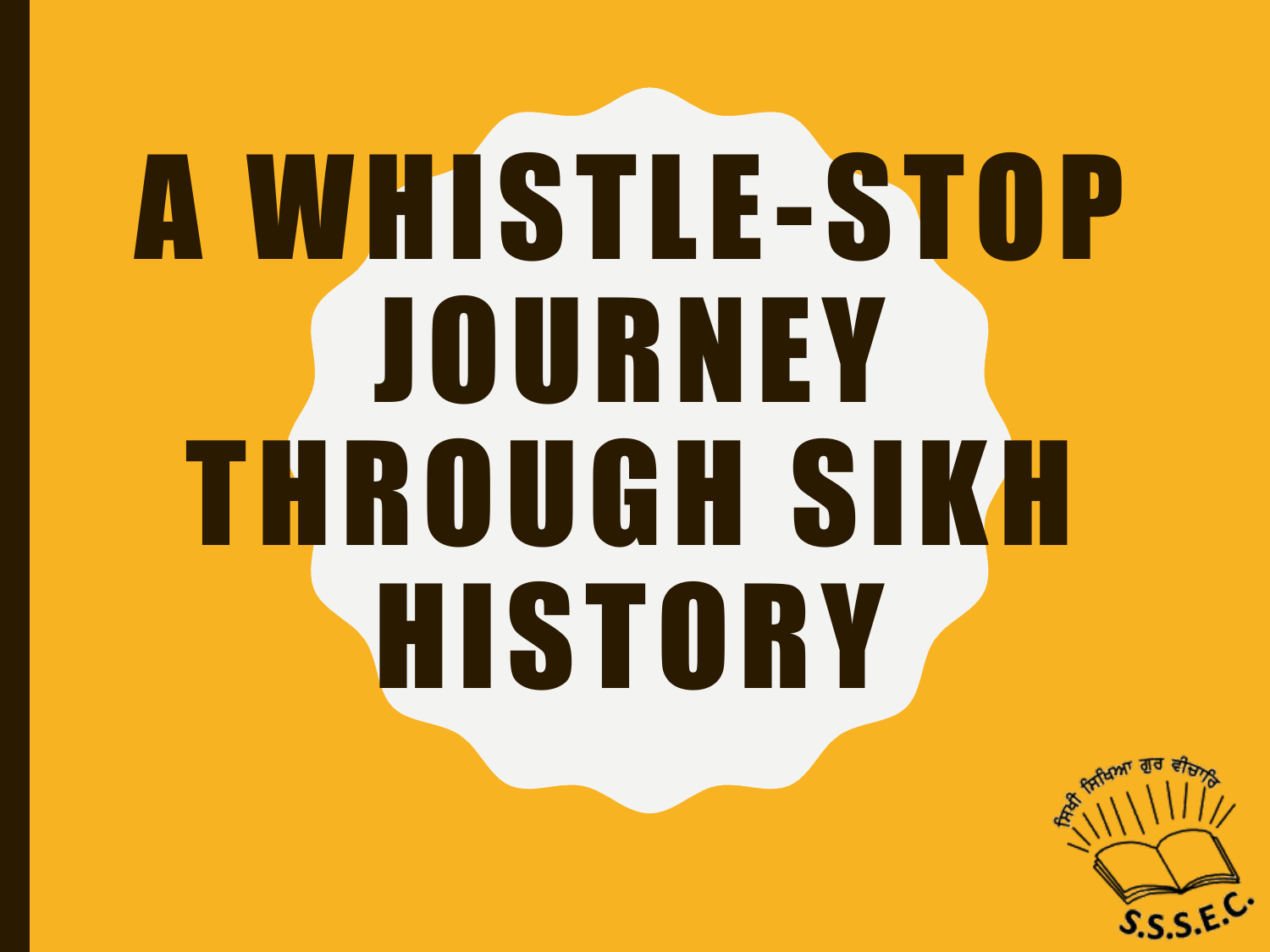# A WHISTLE-STOP JOURNEY THROUGH SIKH HISTORY

ਸਿਖੀ ਸਿਖਿਆ ਗੁਰ ਵੀਚਾਰਿ

S.S.S.E.C.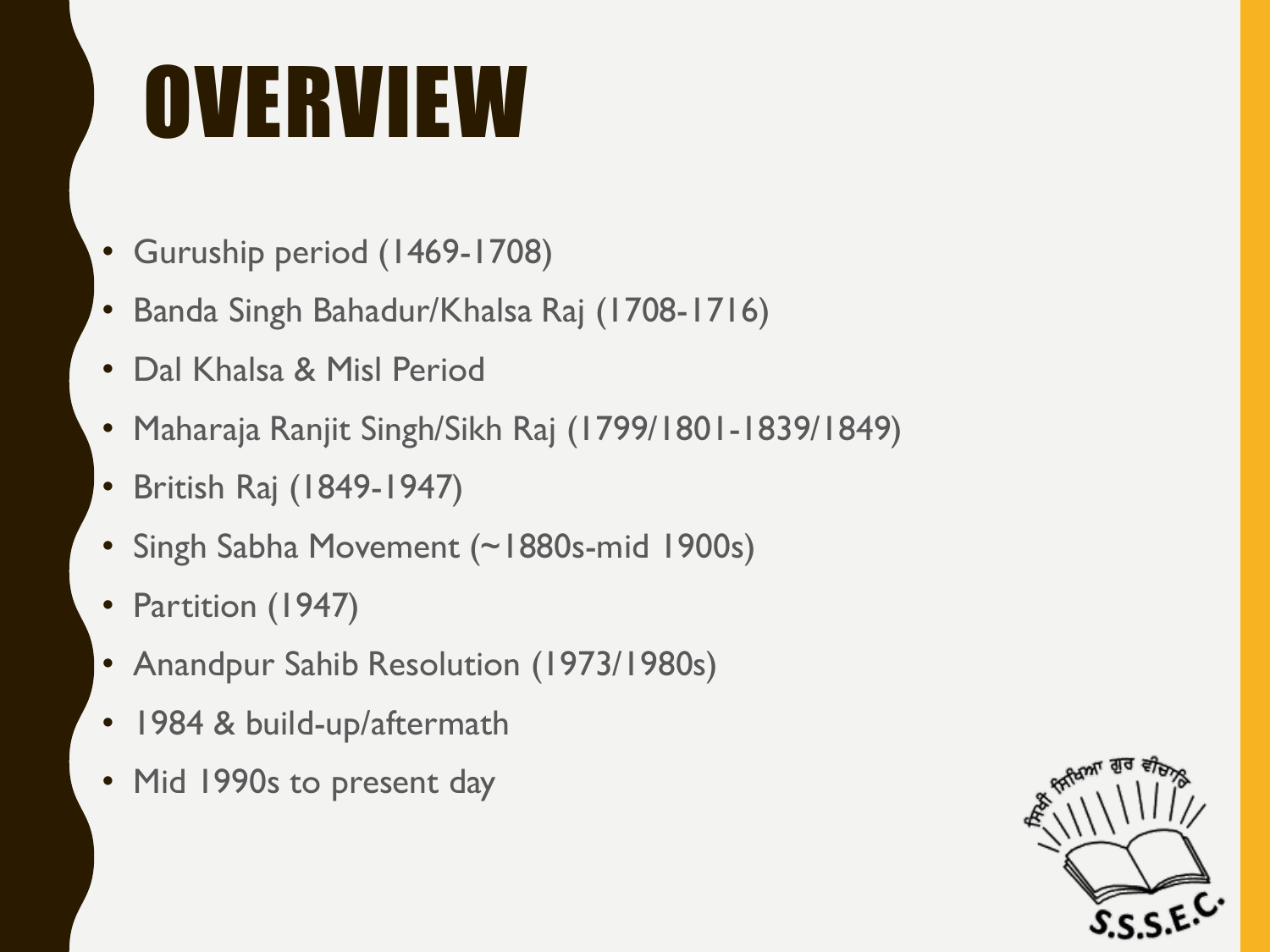# OVERVIEW

- Guruship period (1469-1708)
- Banda Singh Bahadur/Khalsa Raj (1708-1716)
- Dal Khalsa & Misl Period
- Maharaja Ranjit Singh/Sikh Raj (1799/1801-1839/1849)
- British Raj (1849-1947)
- Singh Sabha Movement (~1880s-mid 1900s)
- Partition (1947)
- Anandpur Sahib Resolution (1973/1980s)
- 1984 & build-up/aftermath
- Mid 1990s to present day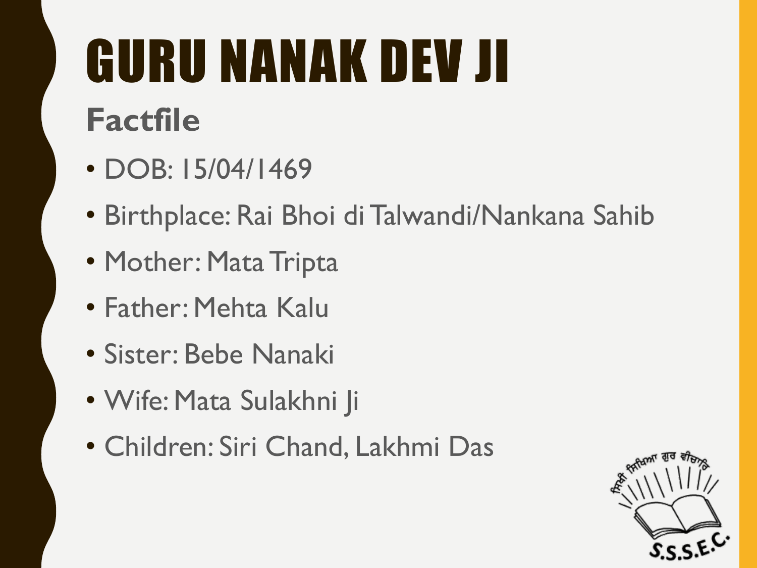# GURU NANAK DEV JI

## Factfile

- DOB: 15/04/1469
- Birthplace: Rai Bhoi di Talwandi/Nankana Sahib
- Mother: Mata Tripta
- Father: Mehta Kalu
- Sister: Bebe Nanaki
- Wife: Mata Sulakhni Ji
- Children: Siri Chand, Lakhmi Das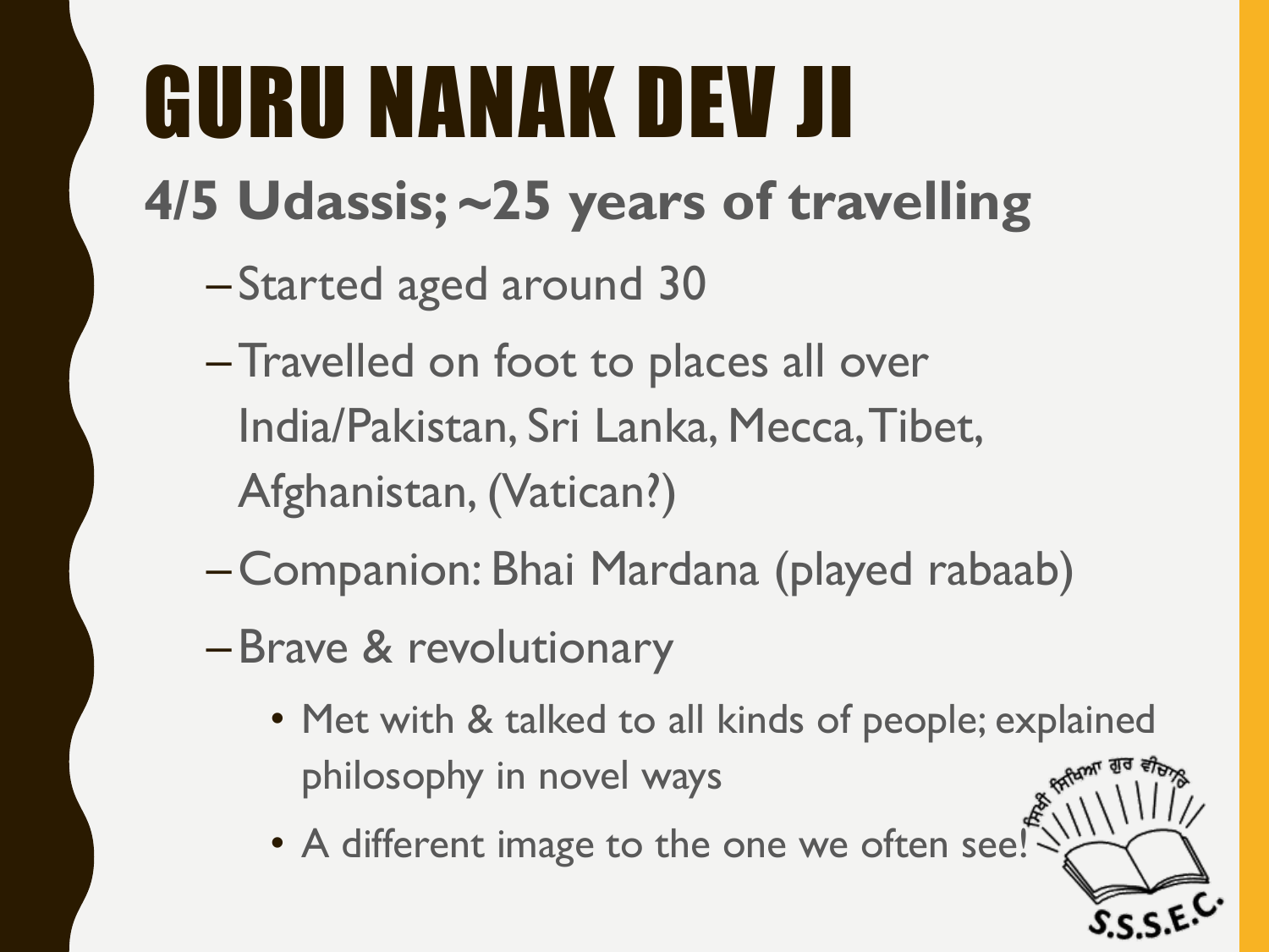# GURU NANAK DEV JI

## 4/5 Udassis; ~25 years of travelling

- Started aged around 30
- Travelled on foot to places all over India/Pakistan, Sri Lanka, Mecca, Tibet, Afghanistan, (Vatican?)
- Companion: Bhai Mardana (played rabaab)
- Brave & revolutionary
  - Met with & talked to all kinds of people; explained philosophy in novel ways
  - A different image to the one we often see!

ਸਿਖੀ ਸਿਖਿਆ ਗੁਰ ਵੀਚਾਰਿ

S.S.S.E.C.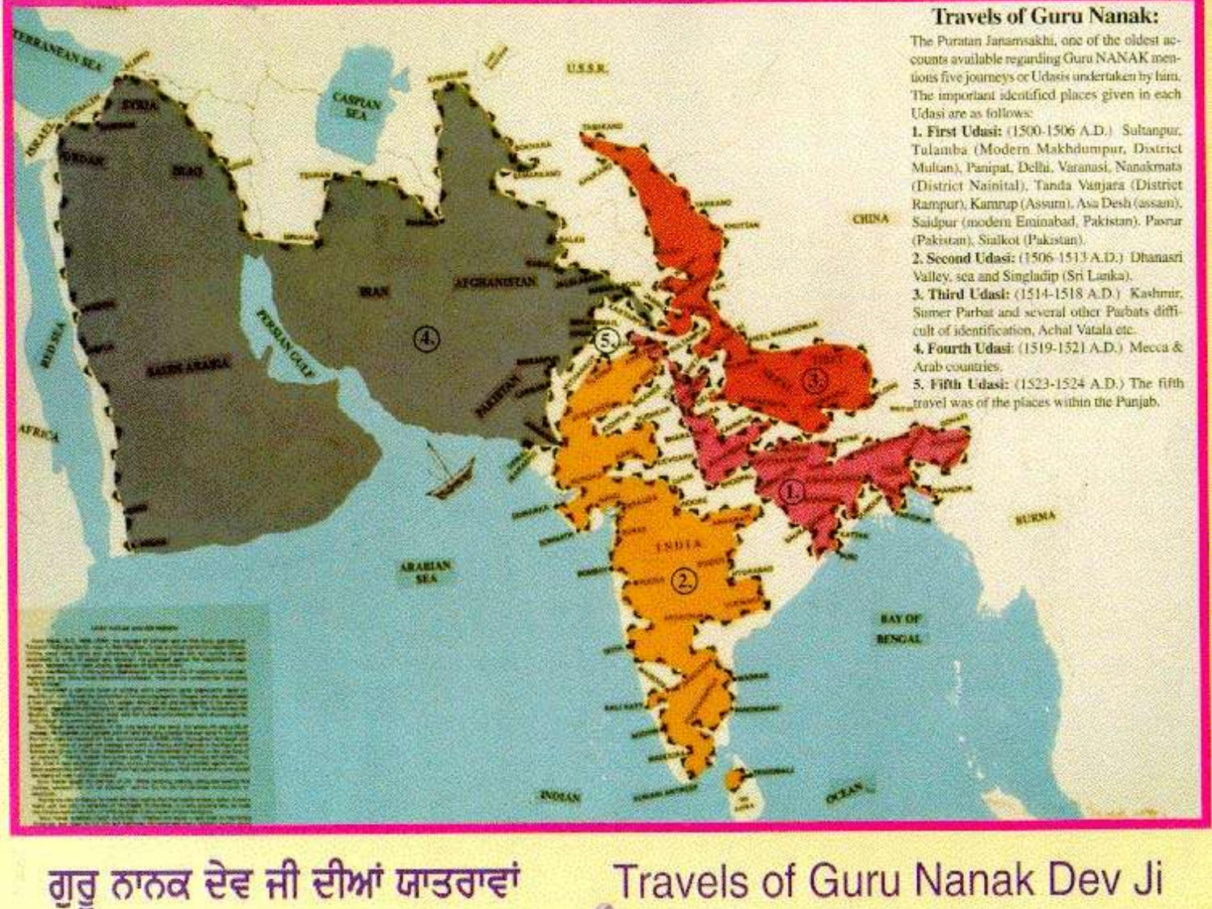## Travels of Guru Nanak:

The Puratan Janamsakhi, one of the oldest accounts available regarding Guru NANAK mentions five journeys or Udasis undertaken by him. The important identified places given in each Udasi are as follows:

1. **First Udasi:** (1500-1506 A.D.) Sultanpur, Tulamba (Modern Makhdumpur, District Multan), Panipat, Delhi, Varanasi, Nanakmata (District Nainital), Tanda Vanjara (District Rampur), Kamrup (Assam), Asa Desh (assam), Saidpur (modern Eminabad, Pakistan), Pasrur (Pakistan), Sialkot (Pakistan).
2. **Second Udasi:** (1506-1513 A.D.) Dhanasri Valley, sea and Singladip (Sri Lanka).
3. **Third Udasi:** (1514-1518 A.D.) Kashmir, Sumer Parbat and several other Parbats difficult of identification, Achal Vatala etc.
4. **Fourth Udasi:** (1519-1521 A.D.) Mecca & Arab countries.
5. **Fifth Udasi:** (1523-1524 A.D.) The fifth travel was of the places within the Punjab.

# ਗੁਰੂ ਨਾਨਕ ਦੇਵ ਜੀ ਦੀਆਂ ਯਾਤਰਾਵਾਂ Travels of Guru Nanak Dev Ji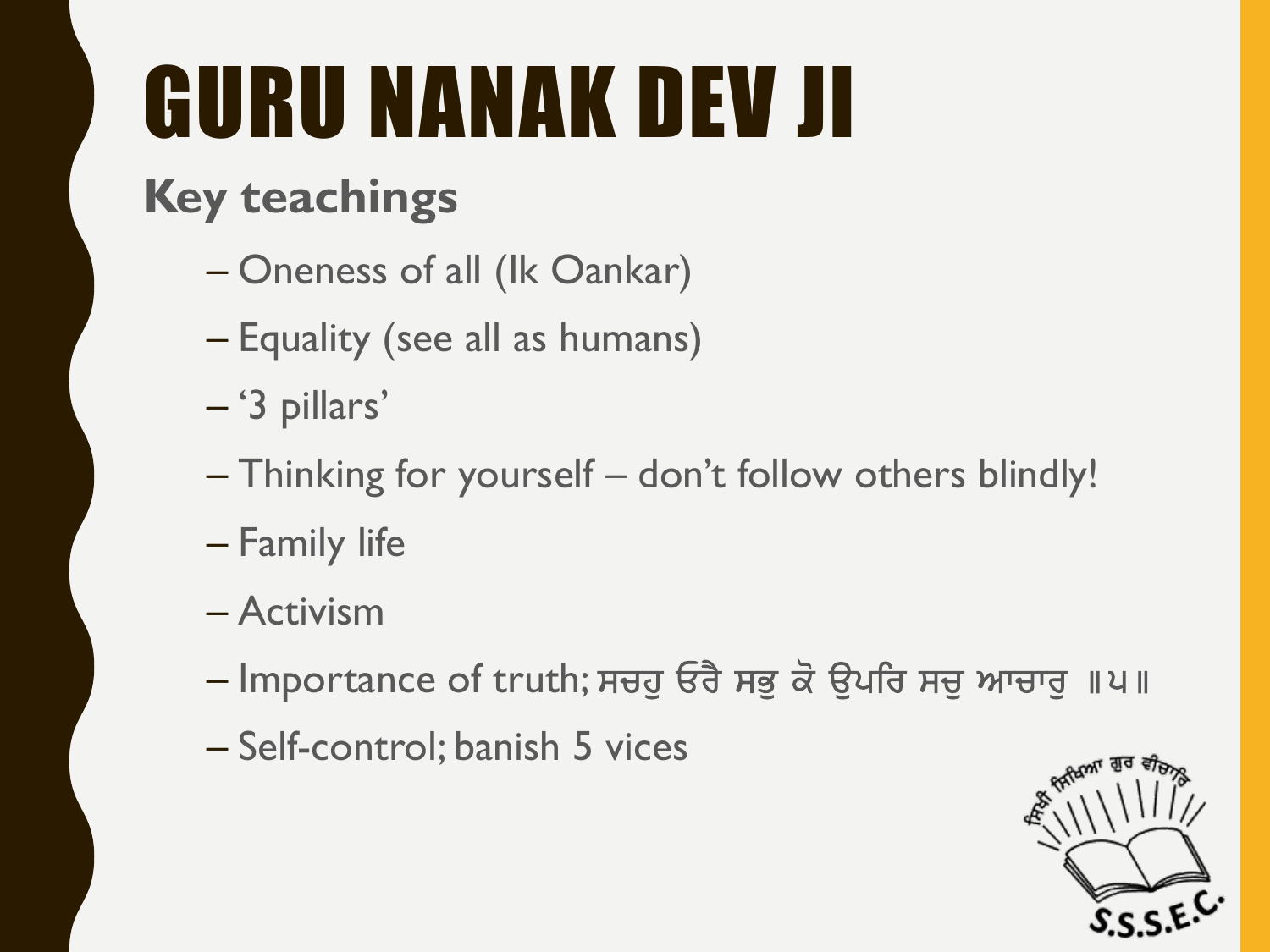# GURU NANAK DEV JI

## Key teachings

- Oneness of all (Ik Oankar)
- Equality (see all as humans)
- '3 pillars'
- Thinking for yourself – don't follow others blindly!
- Family life
- Activism
- Importance of truth; ਸਚਹੁ ਓਰੈ ਸਭੁ ਕੋ ਉਪਰਿ ਸਚੁ ਆਚਾਰੁ ॥੫॥
- Self-control; banish 5 vices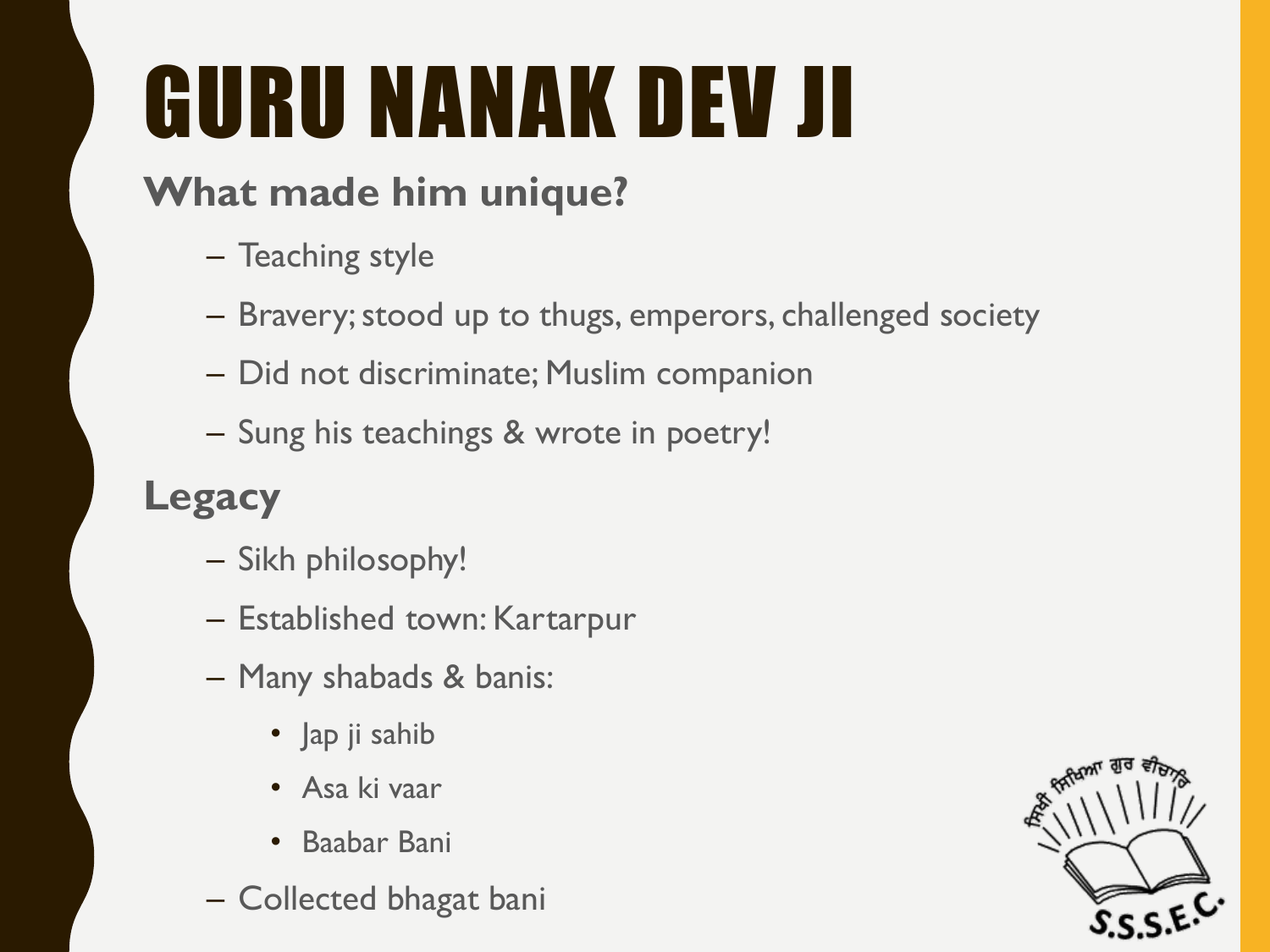# GURU NANAK DEV JI

## What made him unique?

- Teaching style
- Bravery; stood up to thugs, emperors, challenged society
- Did not discriminate; Muslim companion
- Sung his teachings & wrote in poetry!

## Legacy

- Sikh philosophy!
- Established town: Kartarpur
- Many shabads & banis:
  - Jap ji sahib
  - Asa ki vaar
  - Baabar Bani
- Collected bhagat bani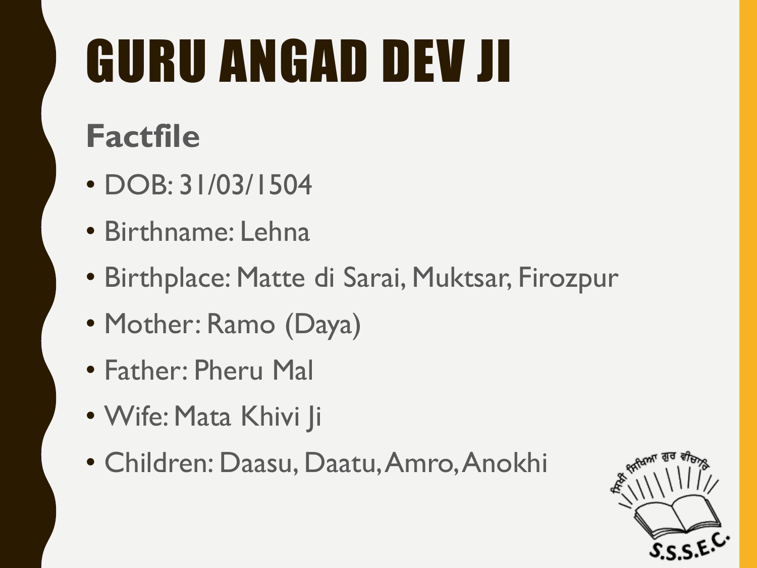# GURU ANGAD DEV JI

## Factfile

- DOB: 31/03/1504
- Birthname: Lehna
- Birthplace: Matte di Sarai, Muktsar, Firozpur
- Mother: Ramo (Daya)
- Father: Pheru Mal
- Wife: Mata Khivi Ji
- Children: Daasu, Daatu, Amro, Anokhi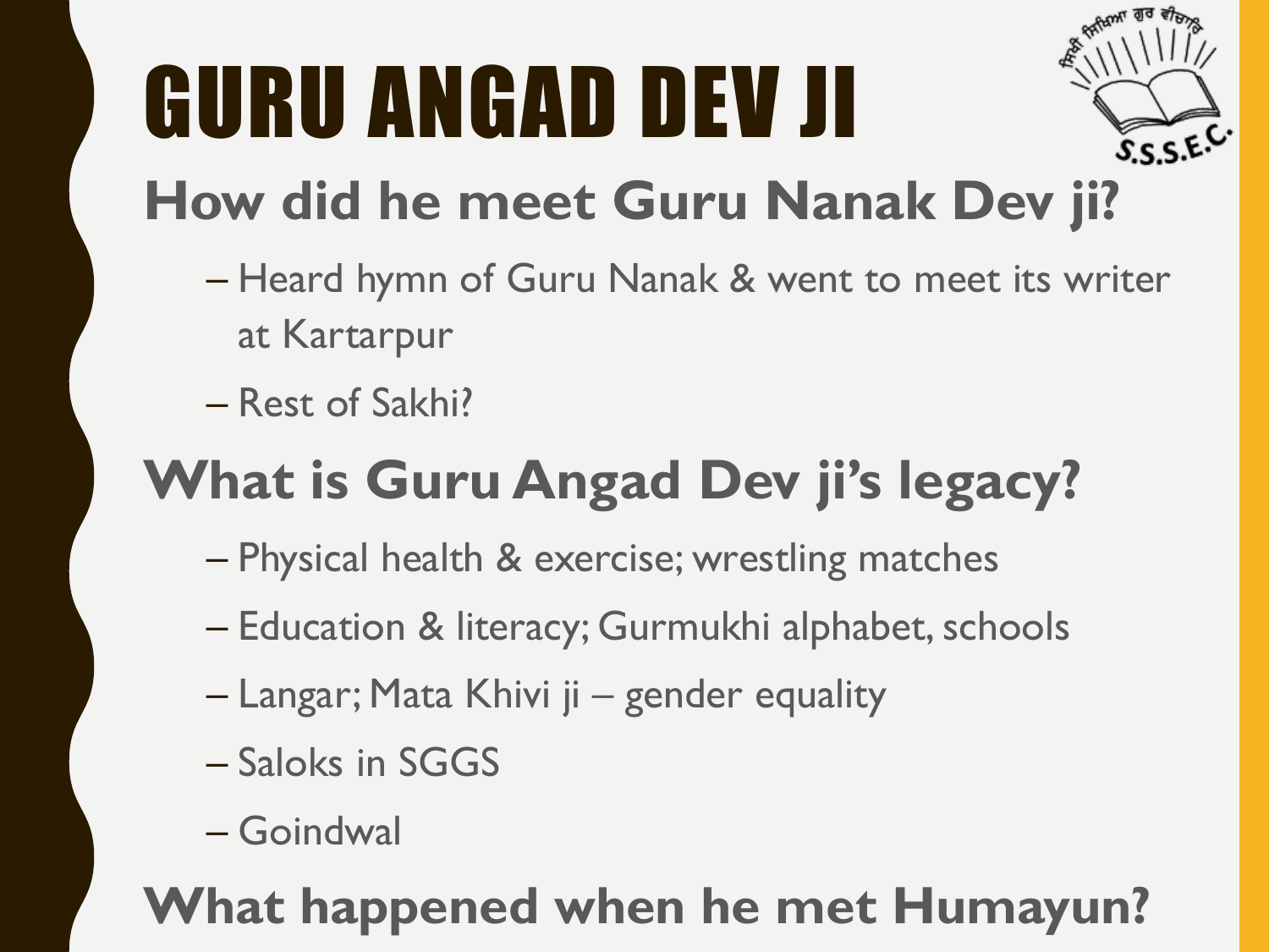# GURU ANGAD DEV JI

## How did he meet Guru Nanak Dev ji?

- Heard hymn of Guru Nanak & went to meet its writer at Kartarpur
- Rest of Sakhi?

## What is Guru Angad Dev ji's legacy?

- Physical health & exercise; wrestling matches
- Education & literacy; Gurmukhi alphabet, schools
- Langar; Mata Khivi ji – gender equality
- Saloks in SGGS
- Goindwal

## What happened when he met Humayun?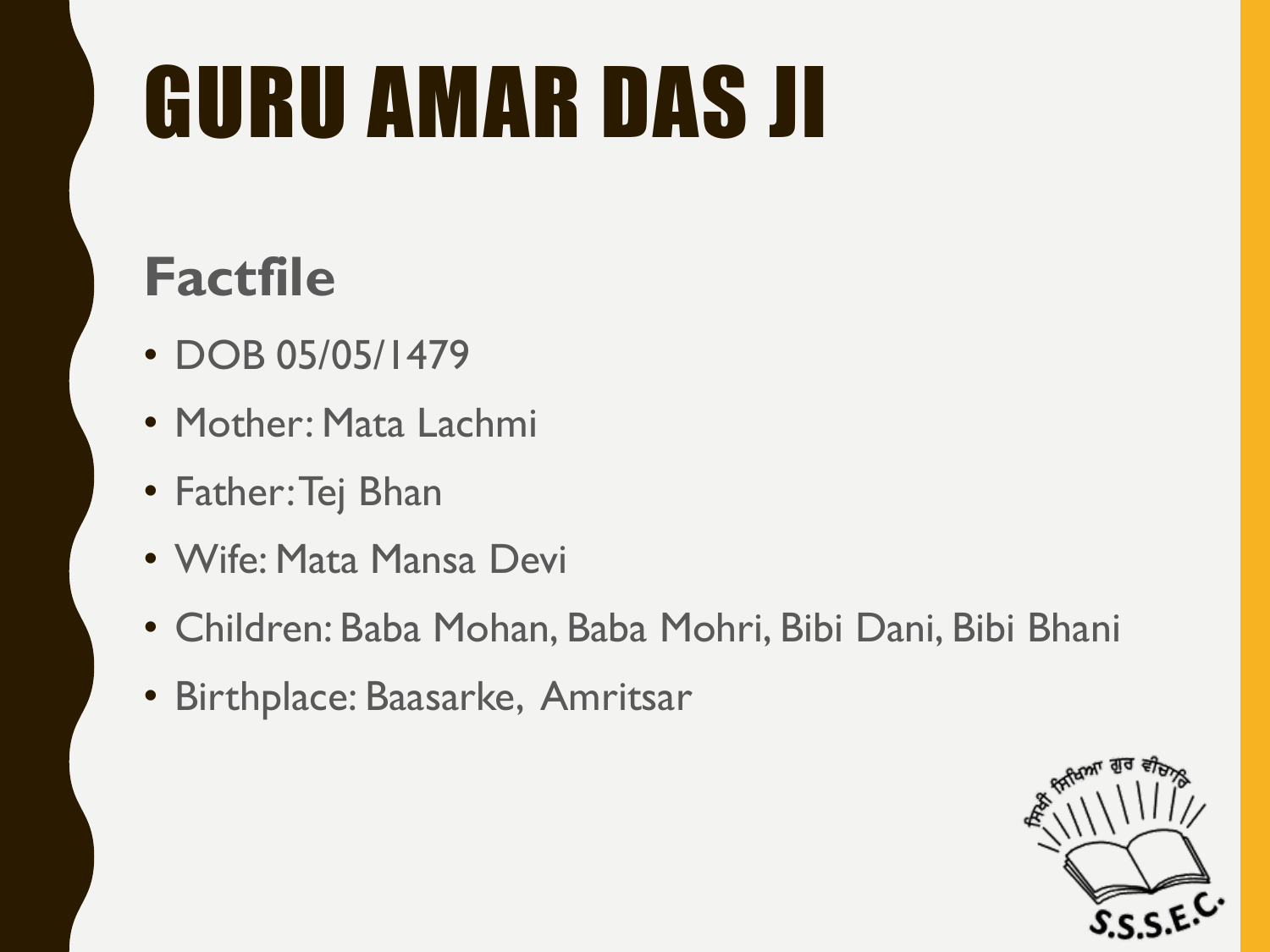# GURU AMAR DAS JI

## Factfile

- DOB 05/05/1479
- Mother: Mata Lachmi
- Father: Tej Bhan
- Wife: Mata Mansa Devi
- Children: Baba Mohan, Baba Mohri, Bibi Dani, Bibi Bhani
- Birthplace: Baasarke, Amritsar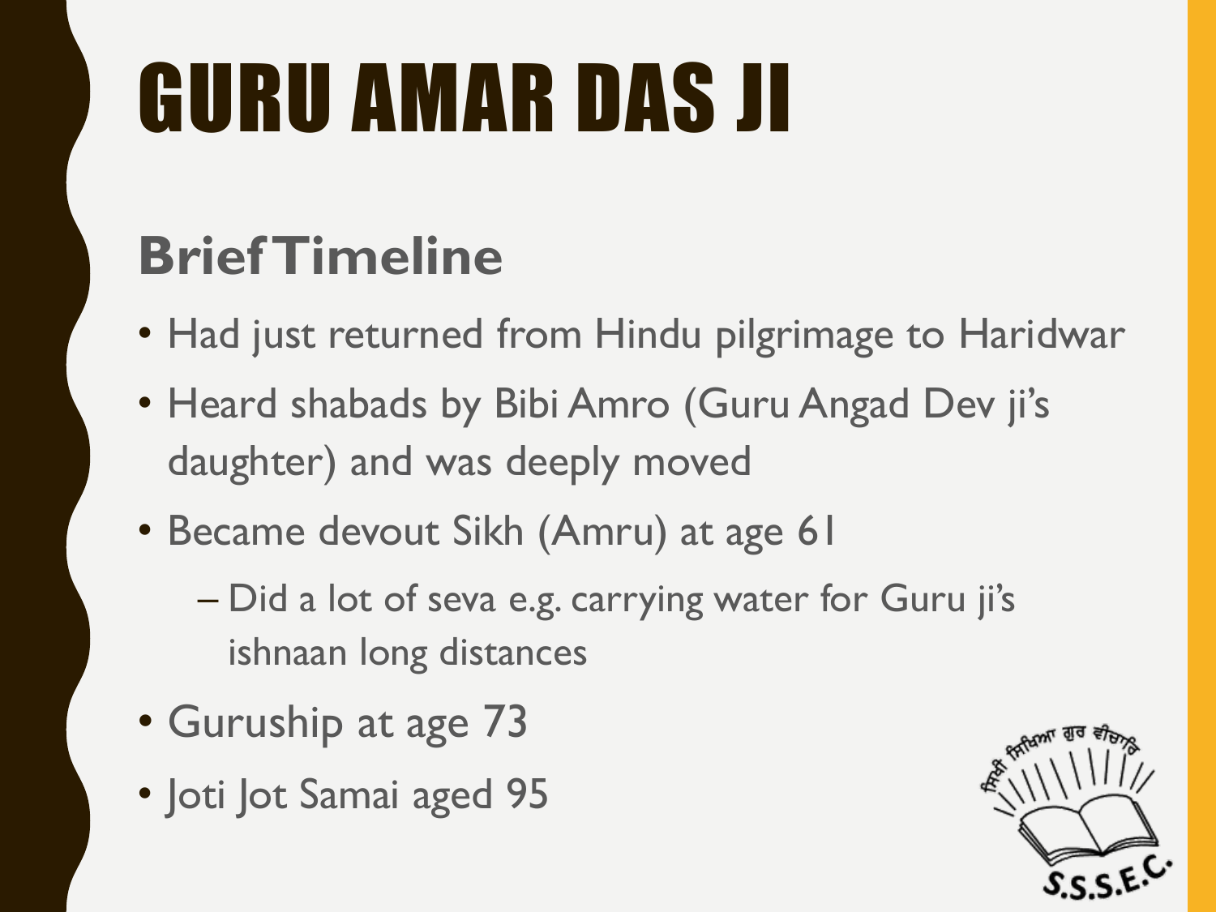# GURU AMAR DAS JI

## Brief Timeline

- Had just returned from Hindu pilgrimage to Haridwar
- Heard shabads by Bibi Amro (Guru Angad Dev ji's daughter) and was deeply moved
- Became devout Sikh (Amru) at age 61
  - Did a lot of seva e.g. carrying water for Guru ji's ishnaan long distances
- Guruship at age 73
- Joti Jot Samai aged 95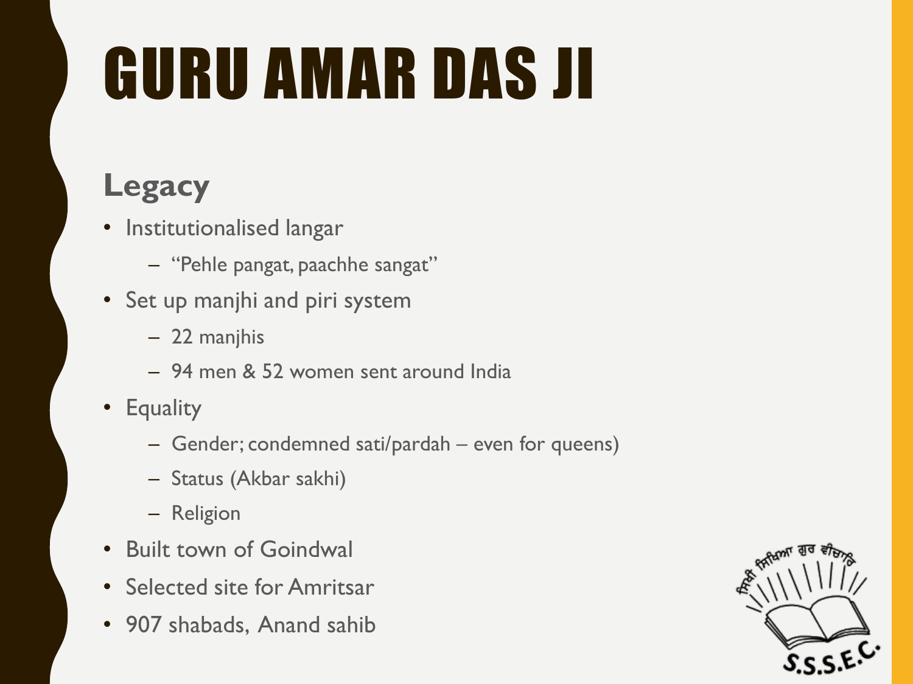# GURU AMAR DAS JI

## Legacy

- Institutionalised langar
  - "Pehle pangat, paachhe sangat"
- Set up manjhi and piri system
  - 22 manjhis
  - 94 men & 52 women sent around India
- Equality
  - Gender; condemned sati/pardah – even for queens)
  - Status (Akbar sakhi)
  - Religion
- Built town of Goindwal
- Selected site for Amritsar
- 907 shabads, Anand sahib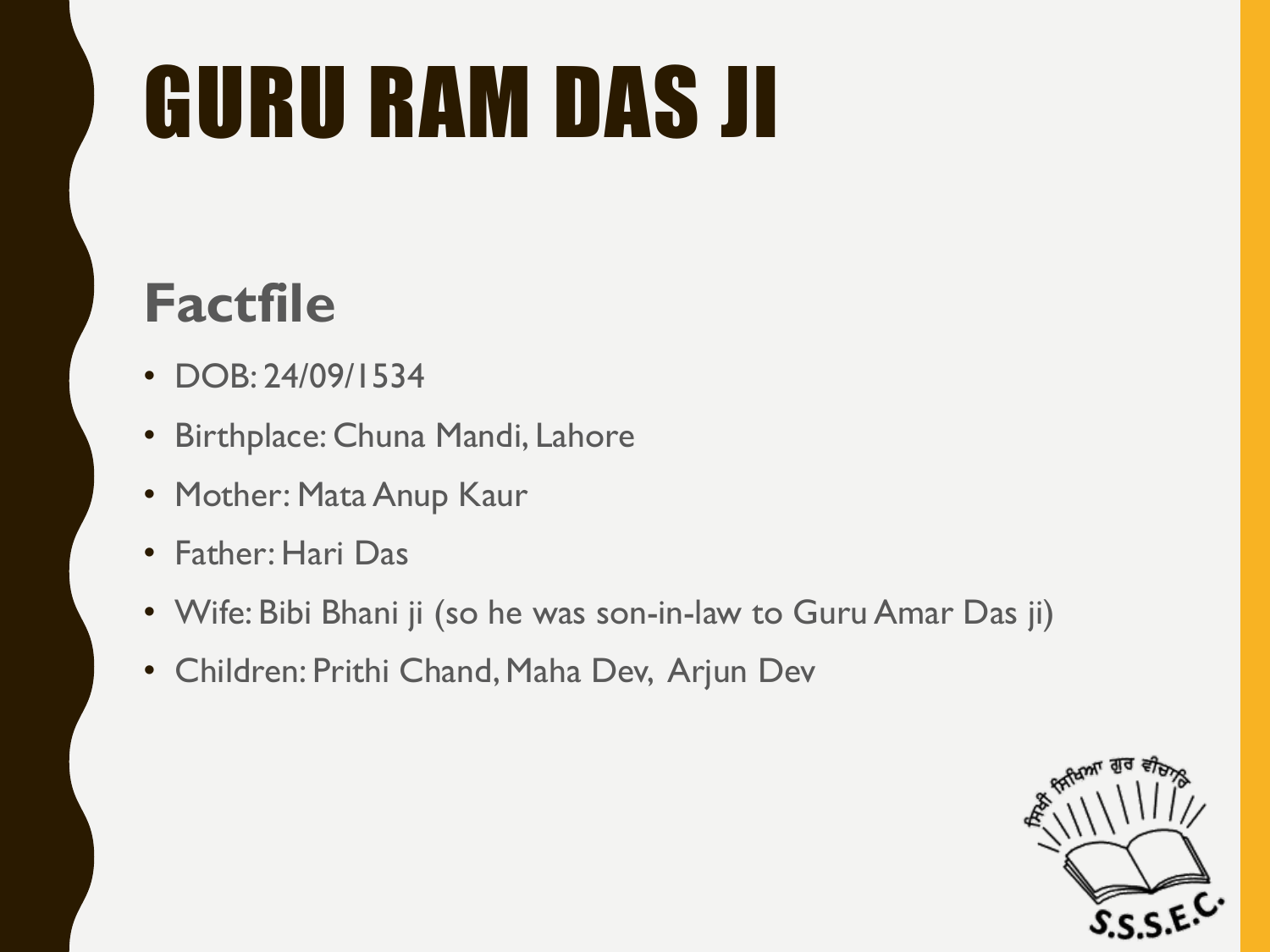# GURU RAM DAS JI

## Factfile

- DOB: 24/09/1534
- Birthplace: Chuna Mandi, Lahore
- Mother: Mata Anup Kaur
- Father: Hari Das
- Wife: Bibi Bhani ji (so he was son-in-law to Guru Amar Das ji)
- Children: Prithi Chand, Maha Dev, Arjun Dev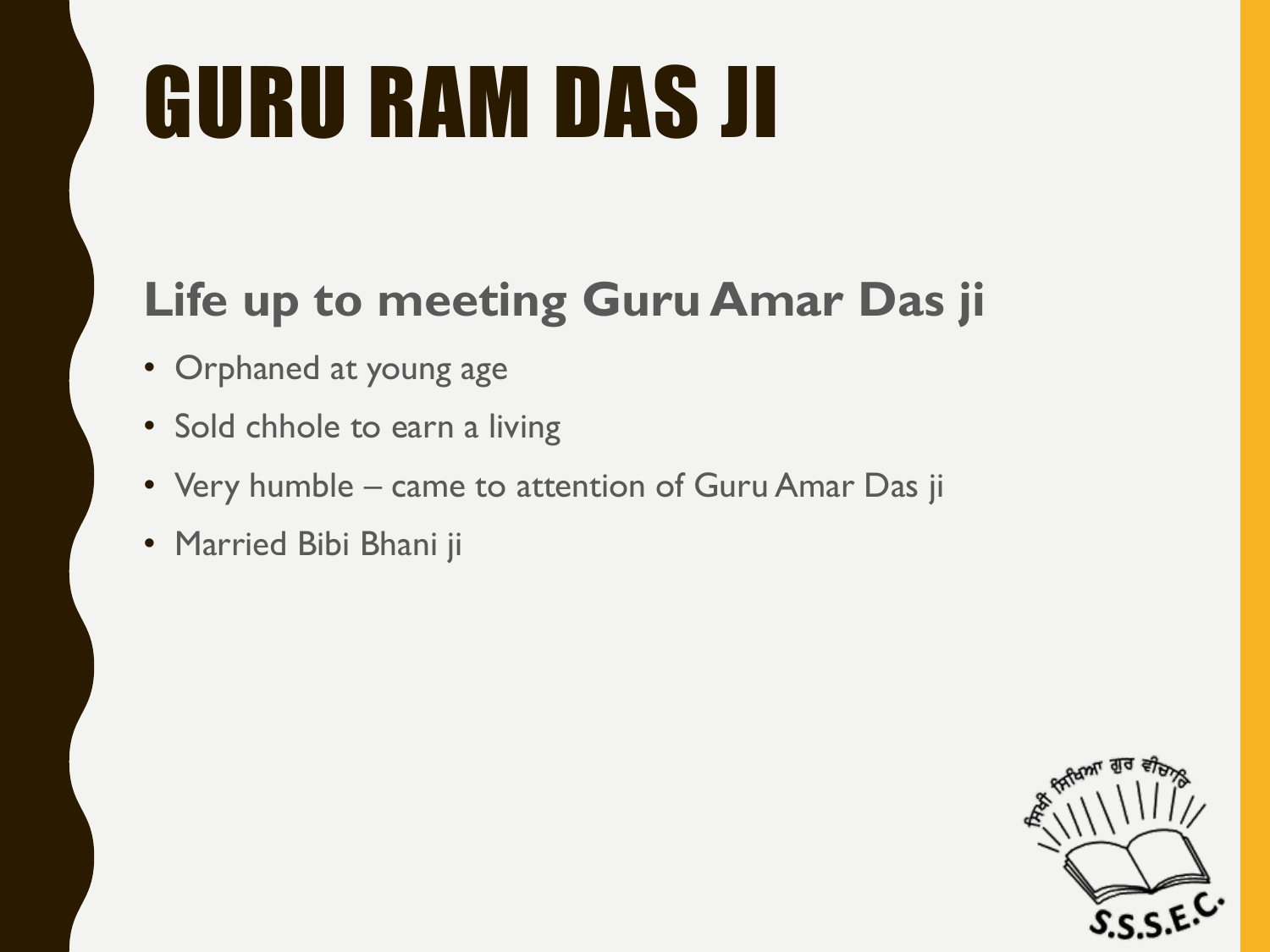# GURU RAM DAS JI

## Life up to meeting Guru Amar Das ji

- Orphaned at young age
- Sold chhole to earn a living
- Very humble – came to attention of Guru Amar Das ji
- Married Bibi Bhani ji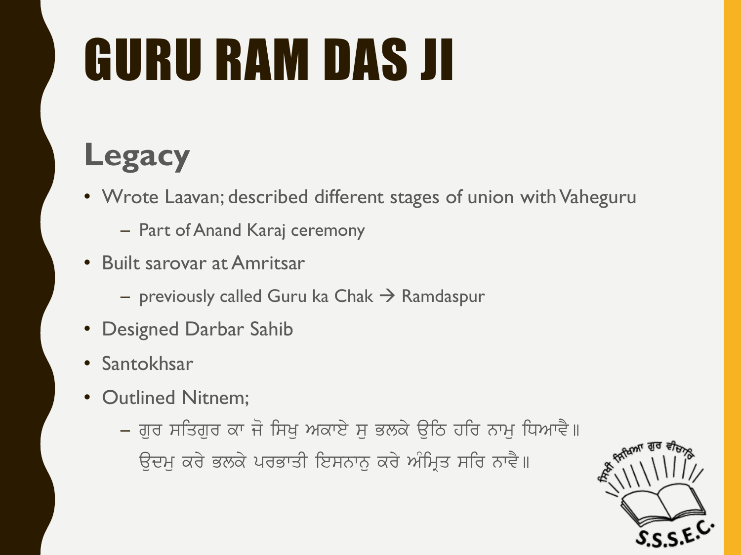# GURU RAM DAS JI

## Legacy

- Wrote Laavan; described different stages of union with Vaheguru
  - Part of Anand Karaj ceremony
- Built sarovar at Amritsar
  - previously called Guru ka Chak → Ramdaspur
- Designed Darbar Sahib
- Santokhsar
- Outlined Nitnem;
  - ਗੁਰ ਸਤਿਗੁਰ ਕਾ ਜੋ ਸਿਖੁ ਅਖਾਏ ਸੁ ਭਲਕੇ ਉਠਿ ਹਰਿ ਨਾਮੁ ਧਿਆਵੈ॥
    ਉਦਮੁ ਕਰੇ ਭਲਕੇ ਪਰਭਾਤੀ ਇਸਨਾਨੁ ਕਰੇ ਅੰਮ੍ਰਿਤ ਸਰਿ ਨਾਵੈ॥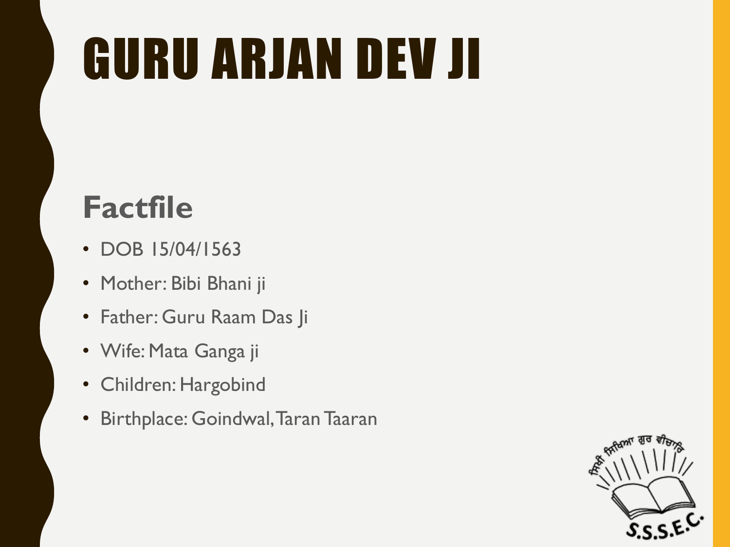# GURU ARJAN DEV JI

## Factfile

- DOB 15/04/1563
- Mother: Bibi Bhani ji
- Father: Guru Raam Das Ji
- Wife: Mata Ganga ji
- Children: Hargobind
- Birthplace: Goindwal, Taran Taaran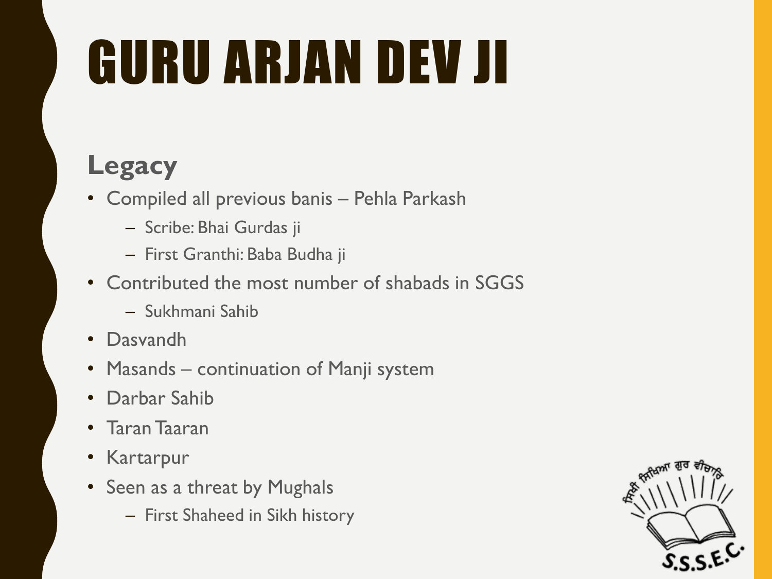# GURU ARJAN DEV JI

## Legacy

- Compiled all previous banis – Pehla Parkash
  - Scribe: Bhai Gurdas ji
  - First Granthi: Baba Budha ji
- Contributed the most number of shabads in SGGS
  - Sukhmani Sahib
- Dasvandh
- Masands – continuation of Manji system
- Darbar Sahib
- Taran Taaran
- Kartarpur
- Seen as a threat by Mughals
  - First Shaheed in Sikh history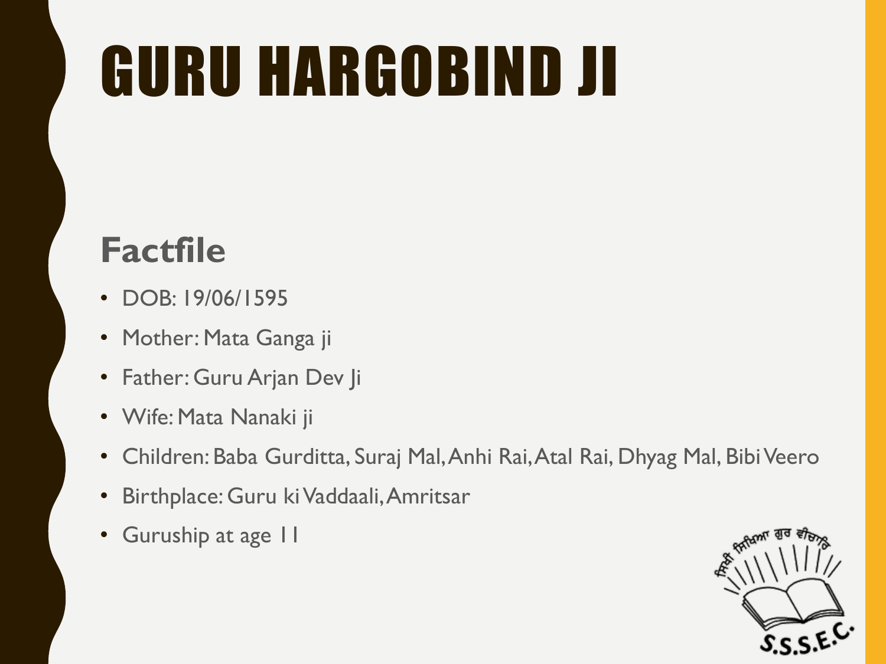# GURU HARGOBIND JI

## Factfile

- DOB: 19/06/1595
- Mother: Mata Ganga ji
- Father: Guru Arjan Dev Ji
- Wife: Mata Nanaki ji
- Children: Baba Gurditta, Suraj Mal, Anhi Rai, Atal Rai, Dhyag Mal, Bibi Veero
- Birthplace: Guru ki Vaddaali, Amritsar
- Guruship at age 11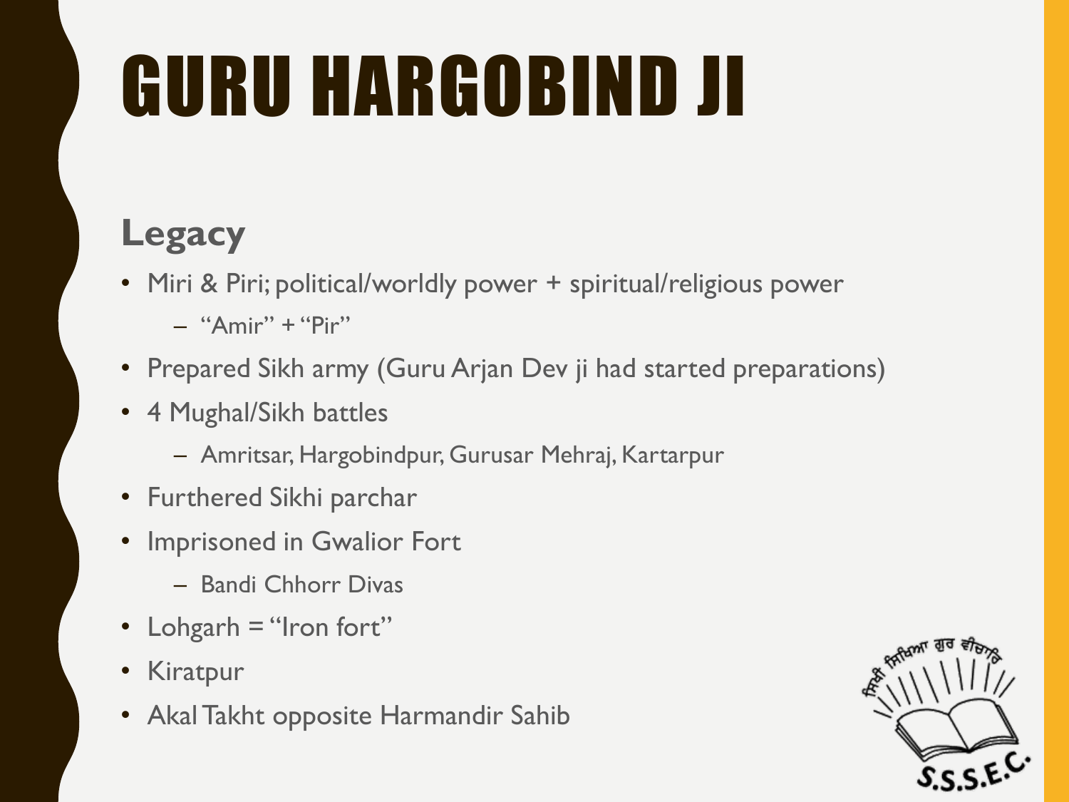# GURU HARGOBIND JI

## Legacy

- Miri & Piri; political/worldly power + spiritual/religious power
  - "Amir" + "Pir"
- Prepared Sikh army (Guru Arjan Dev ji had started preparations)
- 4 Mughal/Sikh battles
  - Amritsar, Hargobindpur, Gurusar Mehraj, Kartarpur
- Furthered Sikhi parchar
- Imprisoned in Gwalior Fort
  - Bandi Chhorr Divas
- Lohgarh = "Iron fort"
- Kiratpur
- Akal Takht opposite Harmandir Sahib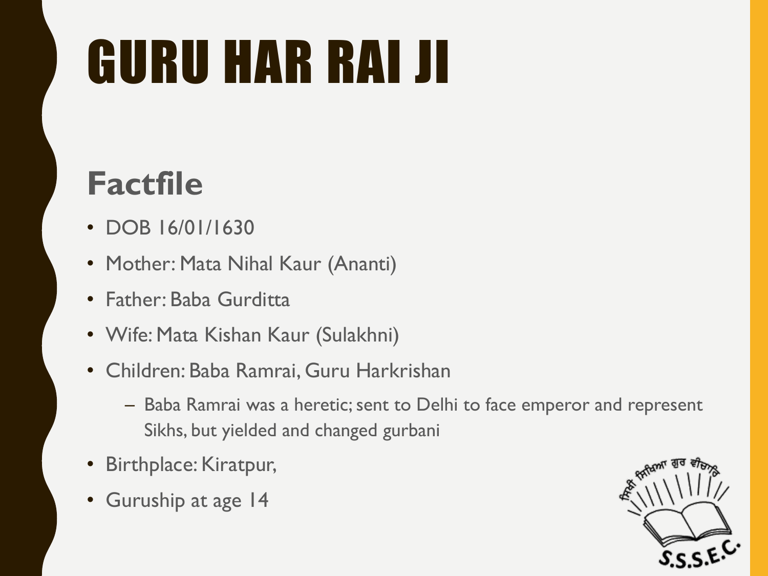# GURU HAR RAI JI

## Factfile

- DOB 16/01/1630
- Mother: Mata Nihal Kaur (Ananti)
- Father: Baba Gurditta
- Wife: Mata Kishan Kaur (Sulakhni)
- Children: Baba Ramrai, Guru Harkrishan
  - Baba Ramrai was a heretic; sent to Delhi to face emperor and represent Sikhs, but yielded and changed gurbani
- Birthplace: Kiratpur,
- Guruship at age 14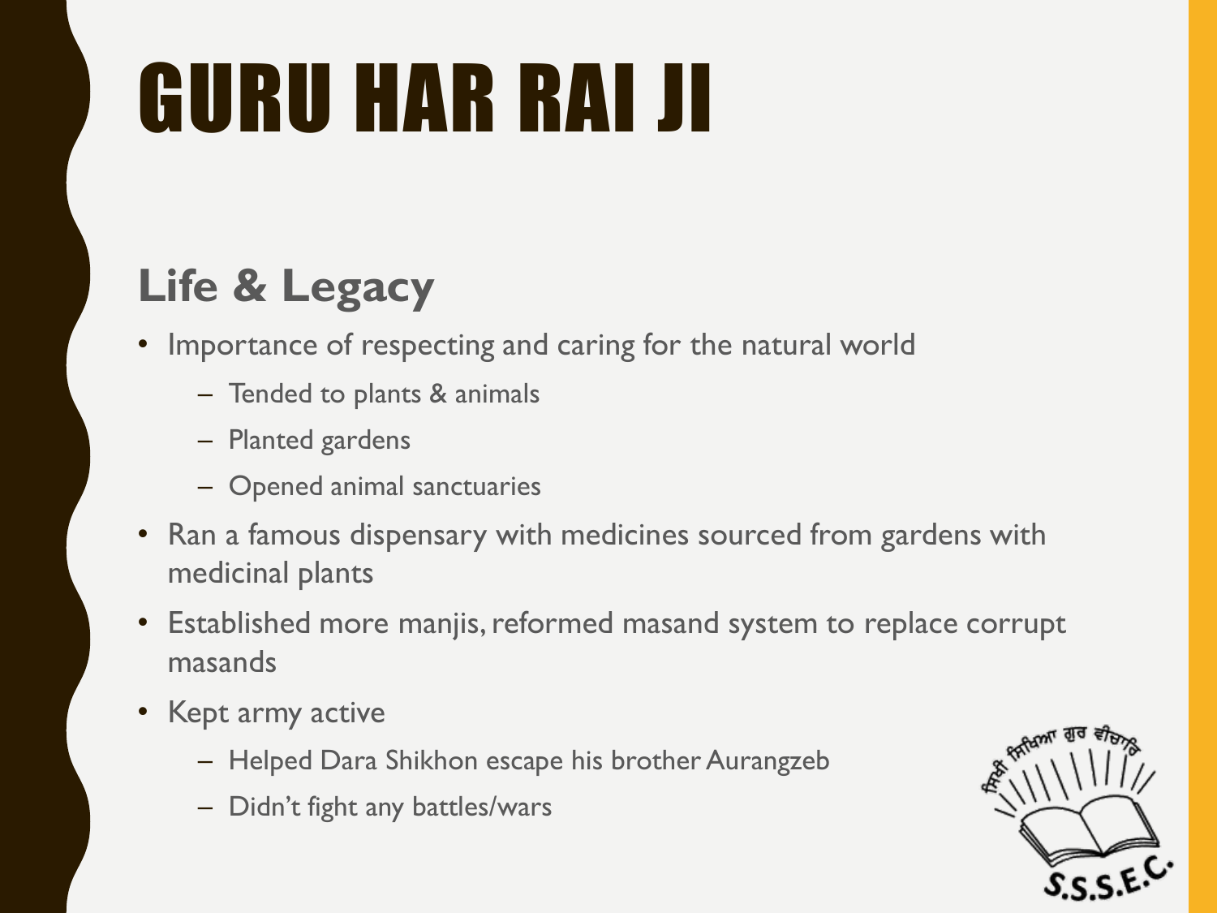# GURU HAR RAI JI

## Life & Legacy

- Importance of respecting and caring for the natural world
  - Tended to plants & animals
  - Planted gardens
  - Opened animal sanctuaries
- Ran a famous dispensary with medicines sourced from gardens with medicinal plants
- Established more manjis, reformed masand system to replace corrupt masands
- Kept army active
  - Helped Dara Shikhon escape his brother Aurangzeb
  - Didn't fight any battles/wars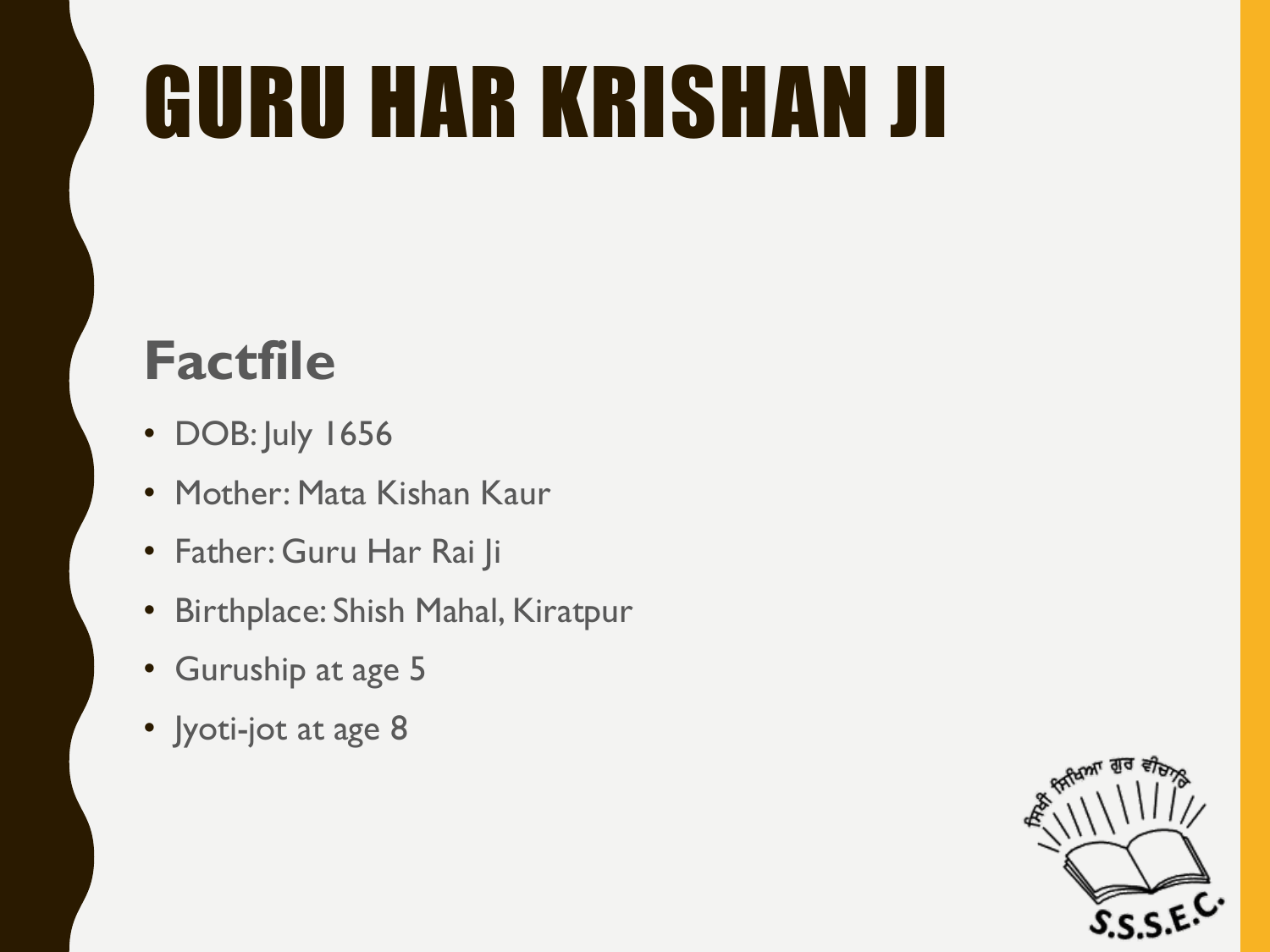# GURU HAR KRISHAN JI

## Factfile

- DOB: July 1656
- Mother: Mata Kishan Kaur
- Father: Guru Har Rai Ji
- Birthplace: Shish Mahal, Kiratpur
- Guruship at age 5
- Jyoti-jot at age 8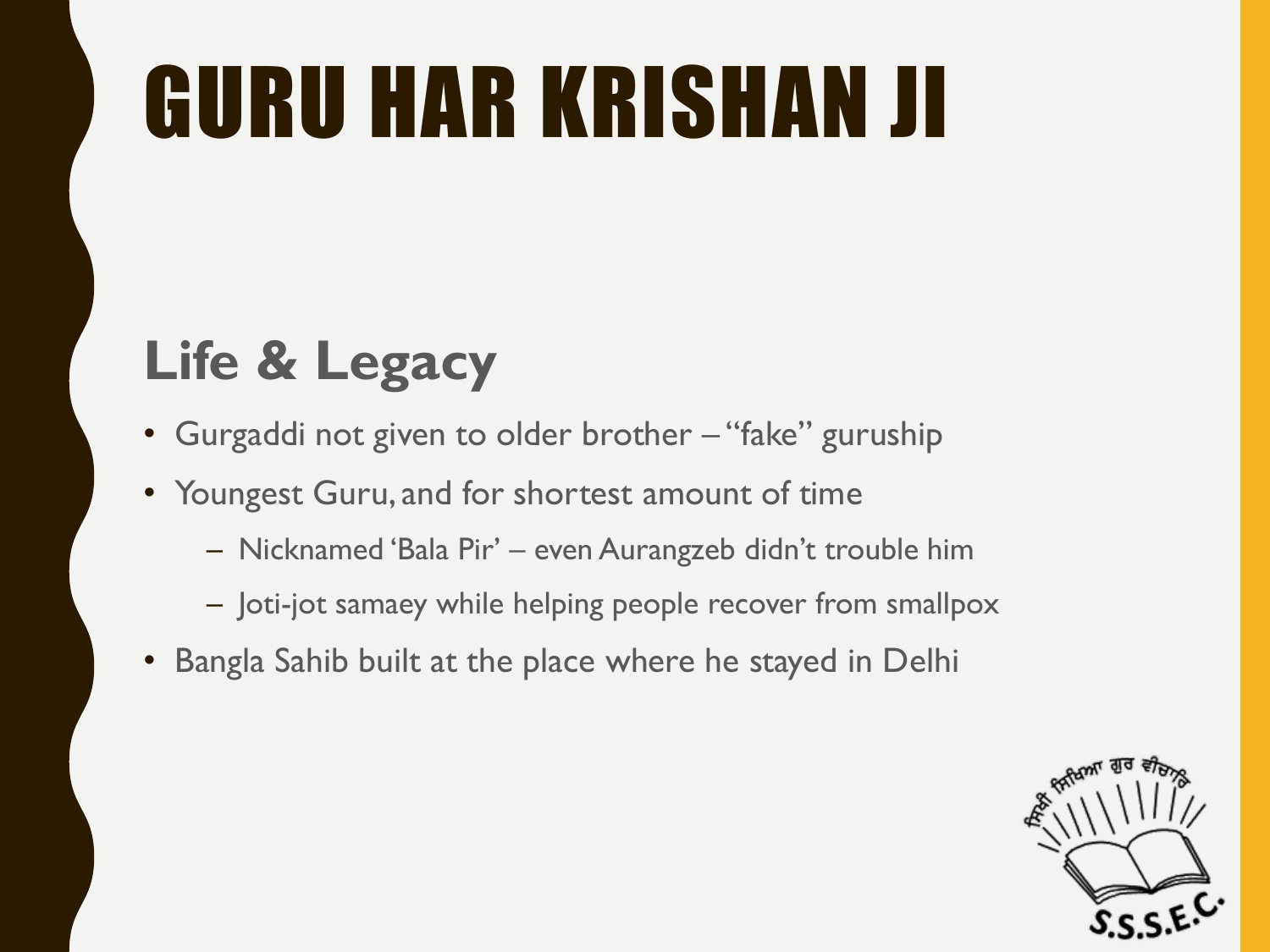# GURU HAR KRISHAN JI

## Life & Legacy

- Gurgaddi not given to older brother – "fake" guruship
- Youngest Guru, and for shortest amount of time
  - Nicknamed 'Bala Pir' – even Aurangzeb didn't trouble him
  - Joti-jot samaey while helping people recover from smallpox
- Bangla Sahib built at the place where he stayed in Delhi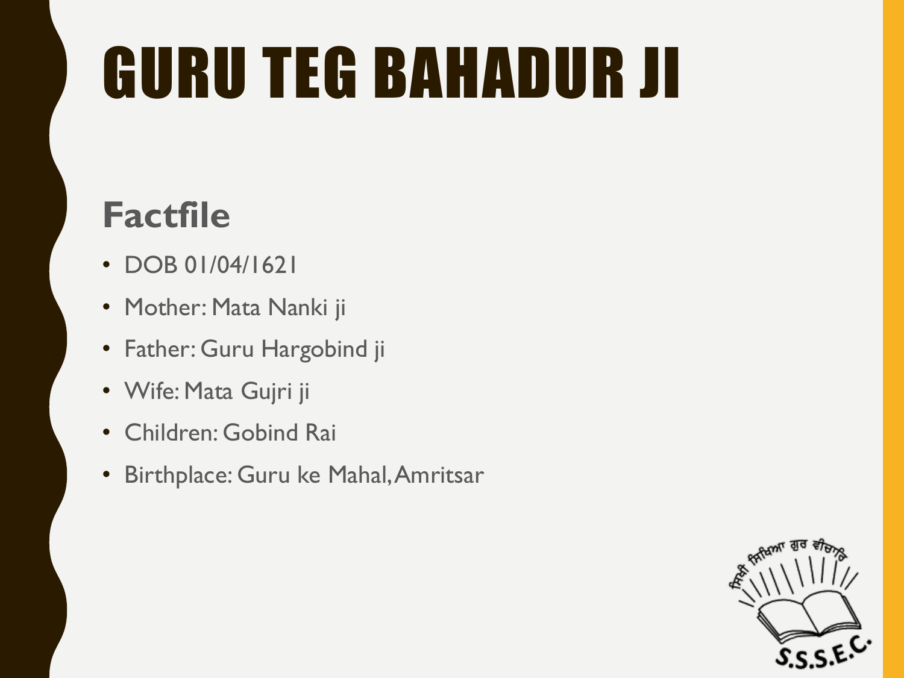# GURU TEG BAHADUR JI

## Factfile

- DOB 01/04/1621
- Mother: Mata Nanki ji
- Father: Guru Hargobind ji
- Wife: Mata Gujri ji
- Children: Gobind Rai
- Birthplace: Guru ke Mahal, Amritsar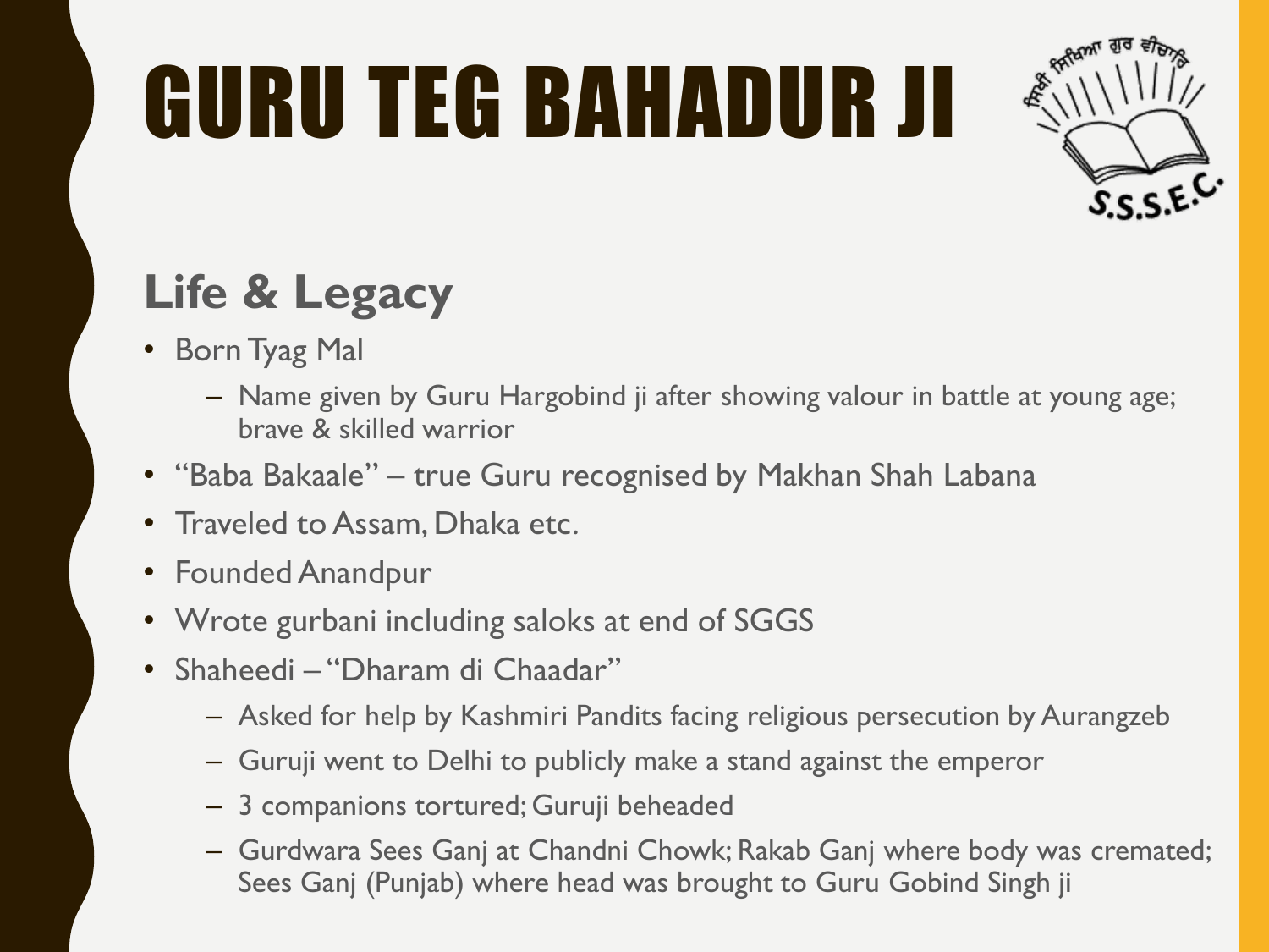# GURU TEG BAHADUR JI

## Life & Legacy

- Born Tyag Mal
  - Name given by Guru Hargobind ji after showing valour in battle at young age; brave & skilled warrior
- "Baba Bakaale" – true Guru recognised by Makhan Shah Labana
- Traveled to Assam, Dhaka etc.
- Founded Anandpur
- Wrote gurbani including saloks at end of SGGS
- Shaheedi – "Dharam di Chaadar"
  - Asked for help by Kashmiri Pandits facing religious persecution by Aurangzeb
  - Guruji went to Delhi to publicly make a stand against the emperor
  - 3 companions tortured; Guruji beheaded
  - Gurdwara Sees Ganj at Chandni Chowk; Rakab Ganj where body was cremated; Sees Ganj (Punjab) where head was brought to Guru Gobind Singh ji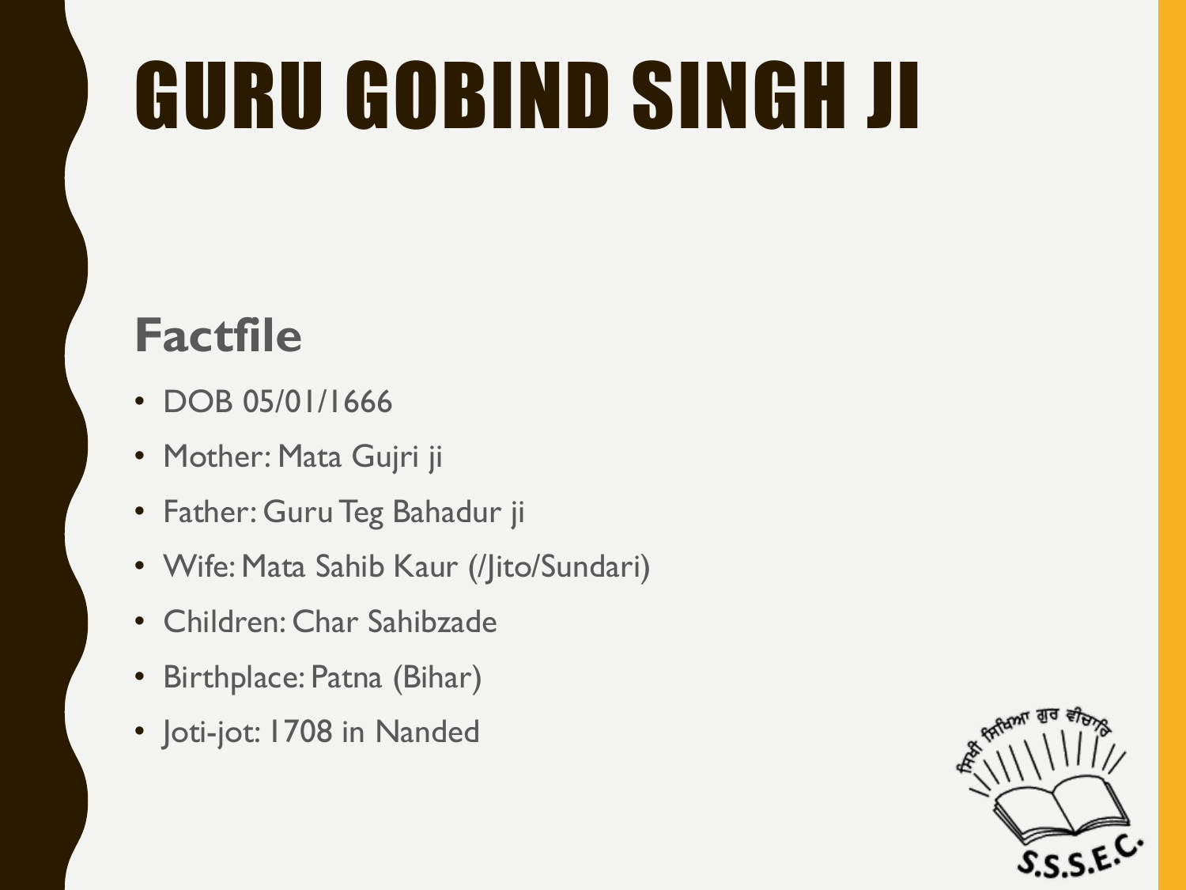# GURU GOBIND SINGH JI

## Factfile

- DOB 05/01/1666
- Mother: Mata Gujri ji
- Father: Guru Teg Bahadur ji
- Wife: Mata Sahib Kaur (/Jito/Sundari)
- Children: Char Sahibzade
- Birthplace: Patna (Bihar)
- Joti-jot: 1708 in Nanded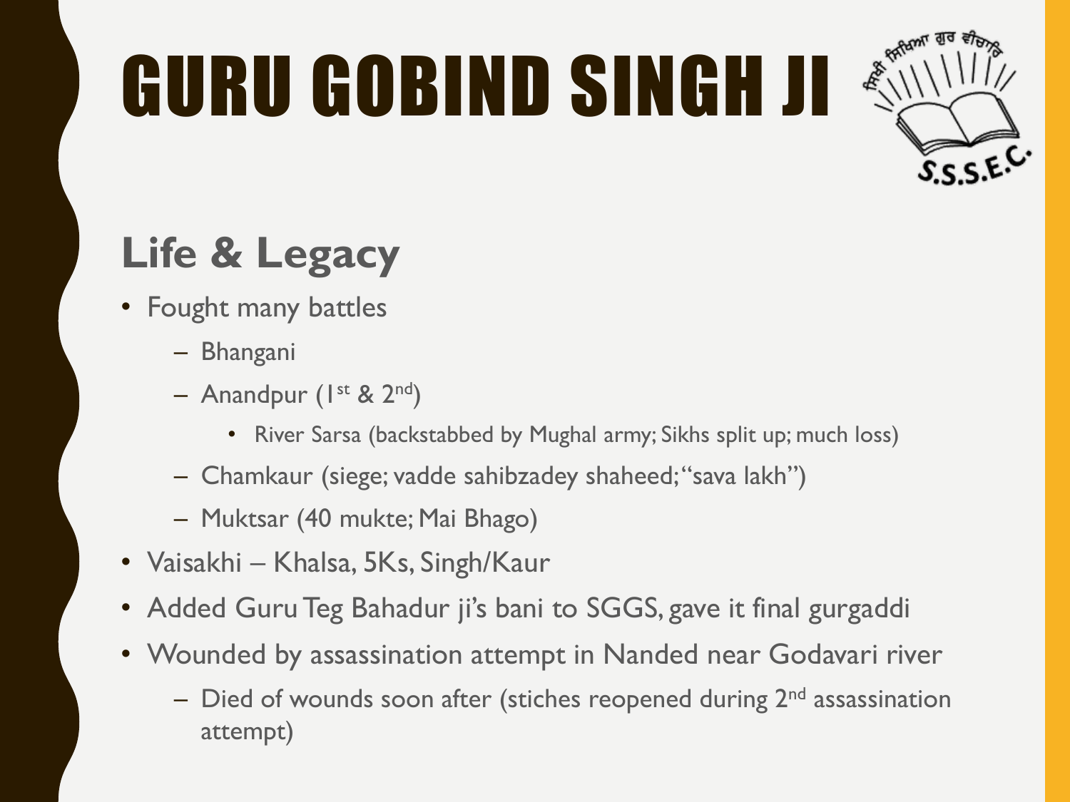# GURU GOBIND SINGH JI

## Life & Legacy

- Fought many battles
  - Bhangani
  - Anandpur (1st & 2nd)
    - River Sarsa (backstabbed by Mughal army; Sikhs split up; much loss)
  - Chamkaur (siege; vadde sahibzadey shaheed; "sava lakh")
  - Muktsar (40 mukte; Mai Bhago)
- Vaisakhi – Khalsa, 5Ks, Singh/Kaur
- Added Guru Teg Bahadur ji's bani to SGGS, gave it final gurgaddi
- Wounded by assassination attempt in Nanded near Godavari river
  - Died of wounds soon after (stiches reopened during 2nd assassination attempt)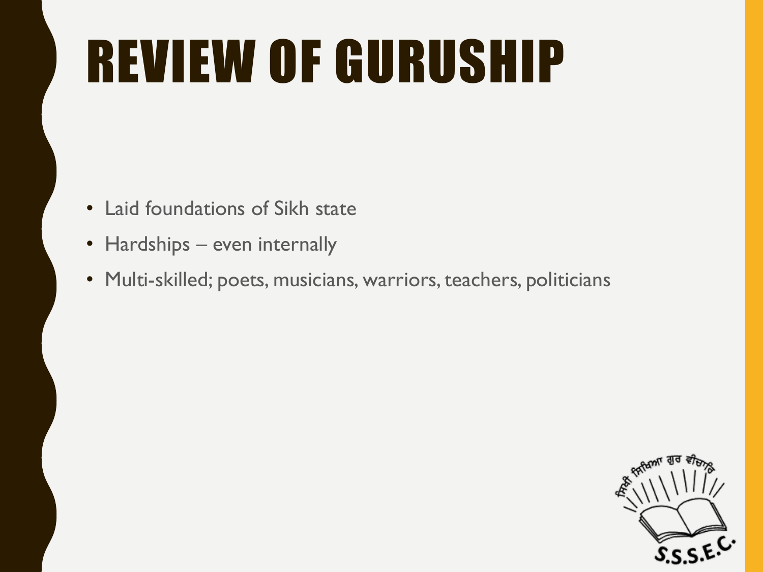# REVIEW OF GURUSHIP

- Laid foundations of Sikh state
- Hardships – even internally
- Multi-skilled; poets, musicians, warriors, teachers, politicians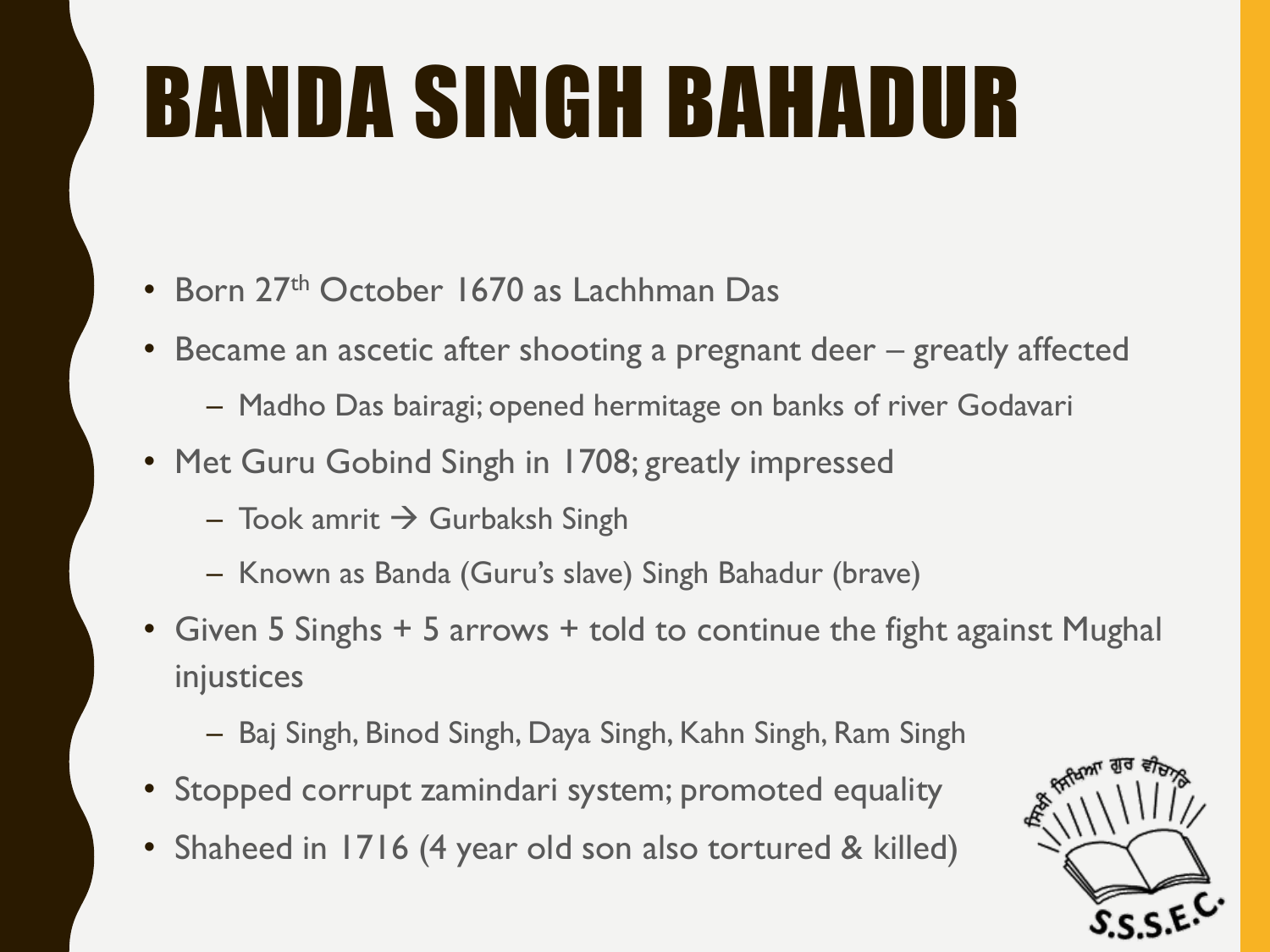# BANDA SINGH BAHADUR

- Born 27th October 1670 as Lachhman Das
- Became an ascetic after shooting a pregnant deer – greatly affected
  - Madho Das bairagi; opened hermitage on banks of river Godavari
- Met Guru Gobind Singh in 1708; greatly impressed
  - Took amrit → Gurbaksh Singh
  - Known as Banda (Guru's slave) Singh Bahadur (brave)
- Given 5 Singhs + 5 arrows + told to continue the fight against Mughal injustices
  - Baj Singh, Binod Singh, Daya Singh, Kahn Singh, Ram Singh
- Stopped corrupt zamindari system; promoted equality
- Shaheed in 1716 (4 year old son also tortured & killed)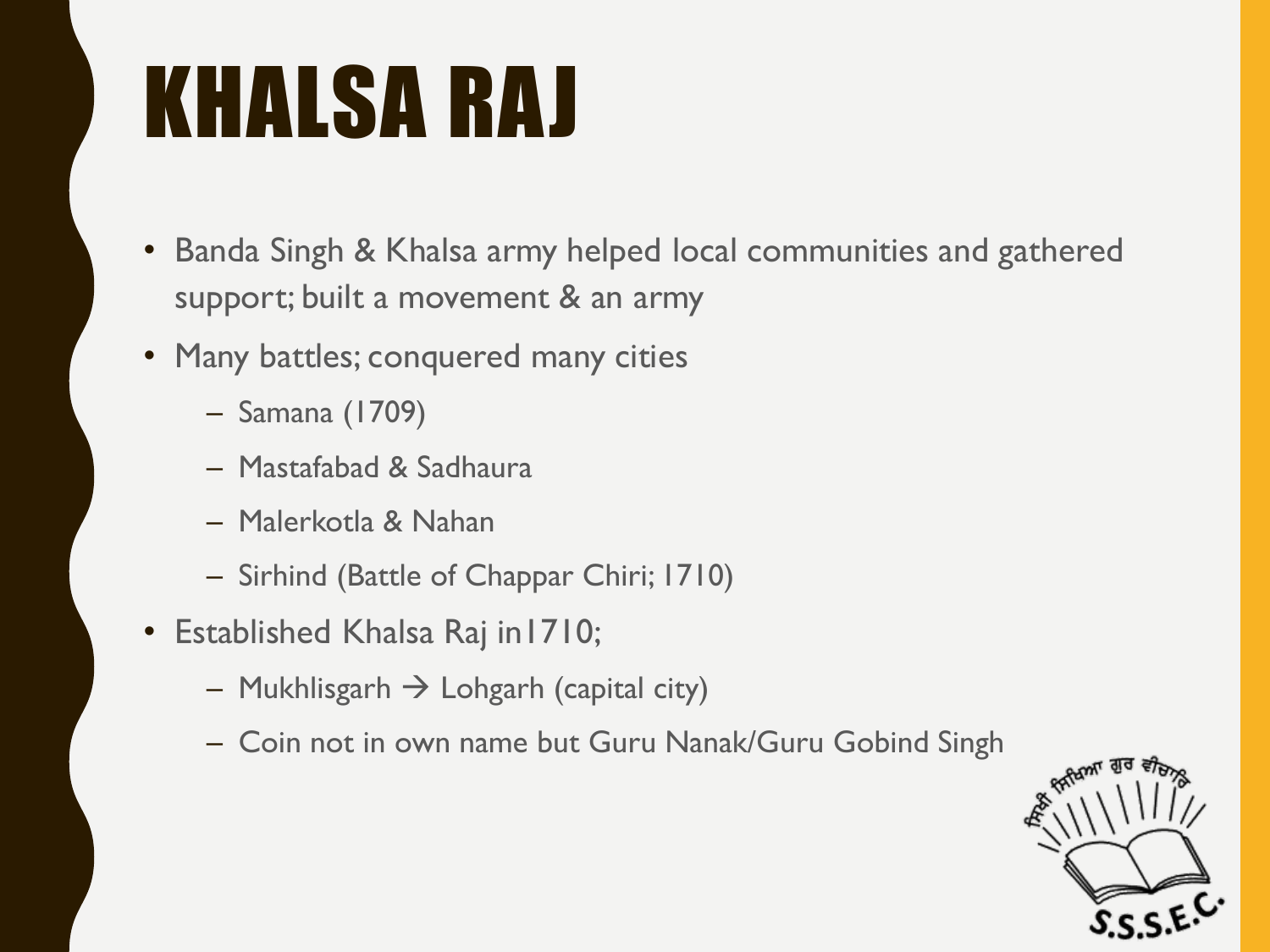# KHALSA RAJ

- Banda Singh & Khalsa army helped local communities and gathered support; built a movement & an army
- Many battles; conquered many cities
  - Samana (1709)
  - Mastafabad & Sadhaura
  - Malerkotla & Nahan
  - Sirhind (Battle of Chappar Chiri; 1710)
- Established Khalsa Raj in1710;
  - Mukhlisgarh → Lohgarh (capital city)
  - Coin not in own name but Guru Nanak/Guru Gobind Singh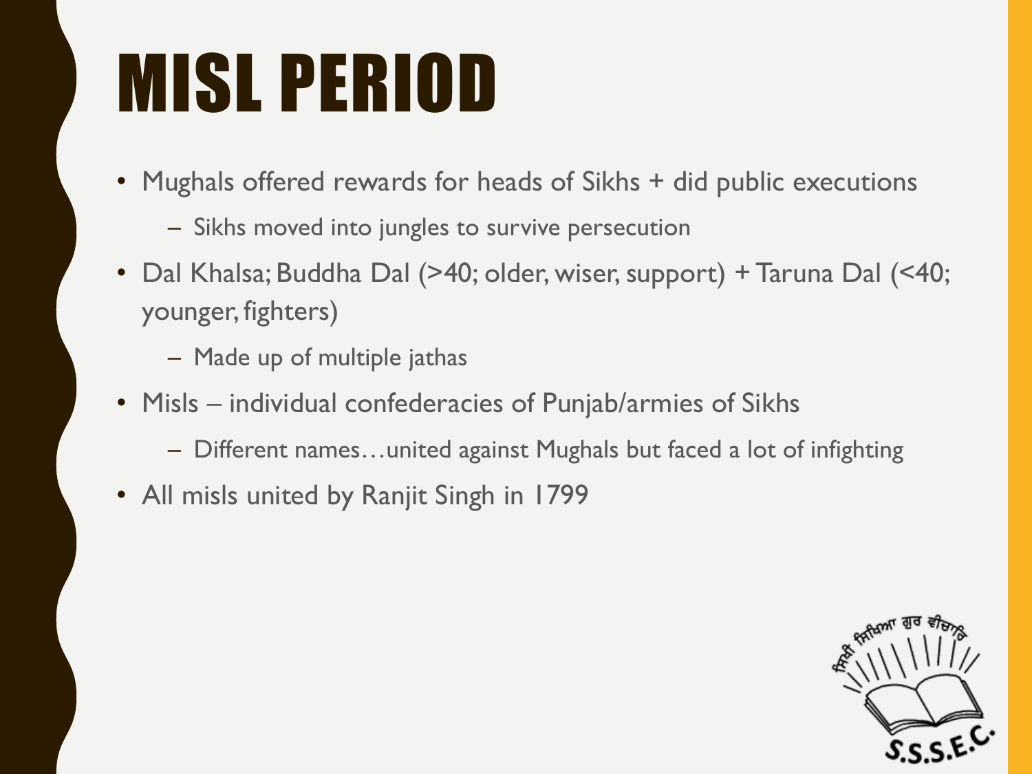# MISL PERIOD

- Mughals offered rewards for heads of Sikhs + did public executions
  - Sikhs moved into jungles to survive persecution
- Dal Khalsa; Buddha Dal (>40; older, wiser, support) + Taruna Dal (<40; younger, fighters)
  - Made up of multiple jathas
- Misls – individual confederacies of Punjab/armies of Sikhs
  - Different names…united against Mughals but faced a lot of infighting
- All misls united by Ranjit Singh in 1799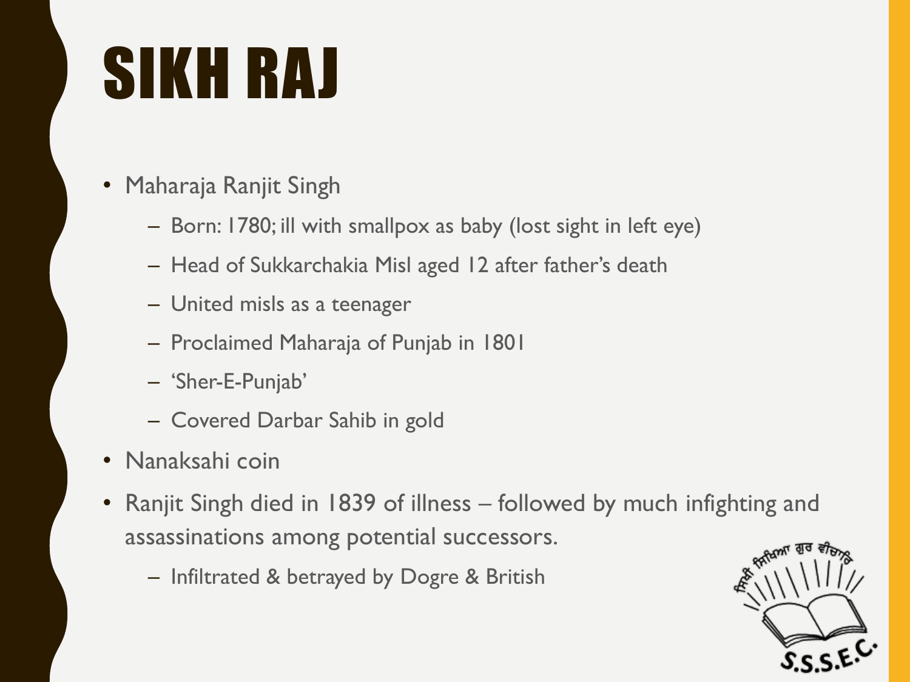# SIKH RAJ

- Maharaja Ranjit Singh
  - Born: 1780; ill with smallpox as baby (lost sight in left eye)
  - Head of Sukkarchakia Misl aged 12 after father's death
  - United misls as a teenager
  - Proclaimed Maharaja of Punjab in 1801
  - 'Sher-E-Punjab'
  - Covered Darbar Sahib in gold
- Nanaksahi coin
- Ranjit Singh died in 1839 of illness – followed by much infighting and assassinations among potential successors.
  - Infiltrated & betrayed by Dogre & British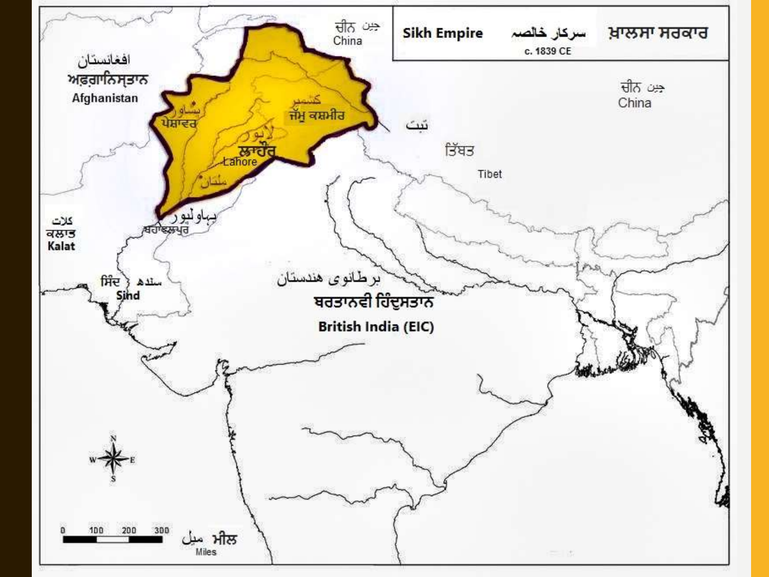**Sikh Empire** سرکار خالصہ ਖ਼ਾਲਸਾ ਸਰਕਾਰ

c. 1839 CE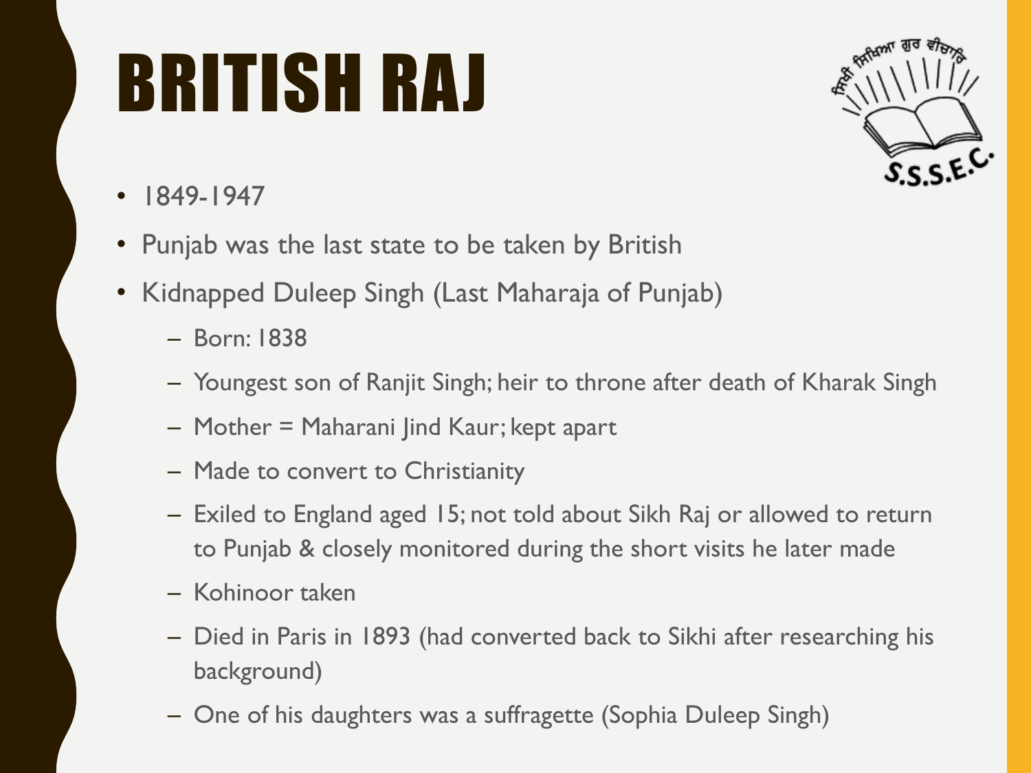# BRITISH RAJ

- 1849-1947
- Punjab was the last state to be taken by British
- Kidnapped Duleep Singh (Last Maharaja of Punjab)
  - Born: 1838
  - Youngest son of Ranjit Singh; heir to throne after death of Kharak Singh
  - Mother = Maharani Jind Kaur; kept apart
  - Made to convert to Christianity
  - Exiled to England aged 15; not told about Sikh Raj or allowed to return to Punjab & closely monitored during the short visits he later made
  - Kohinoor taken
  - Died in Paris in 1893 (had converted back to Sikhi after researching his background)
  - One of his daughters was a suffragette (Sophia Duleep Singh)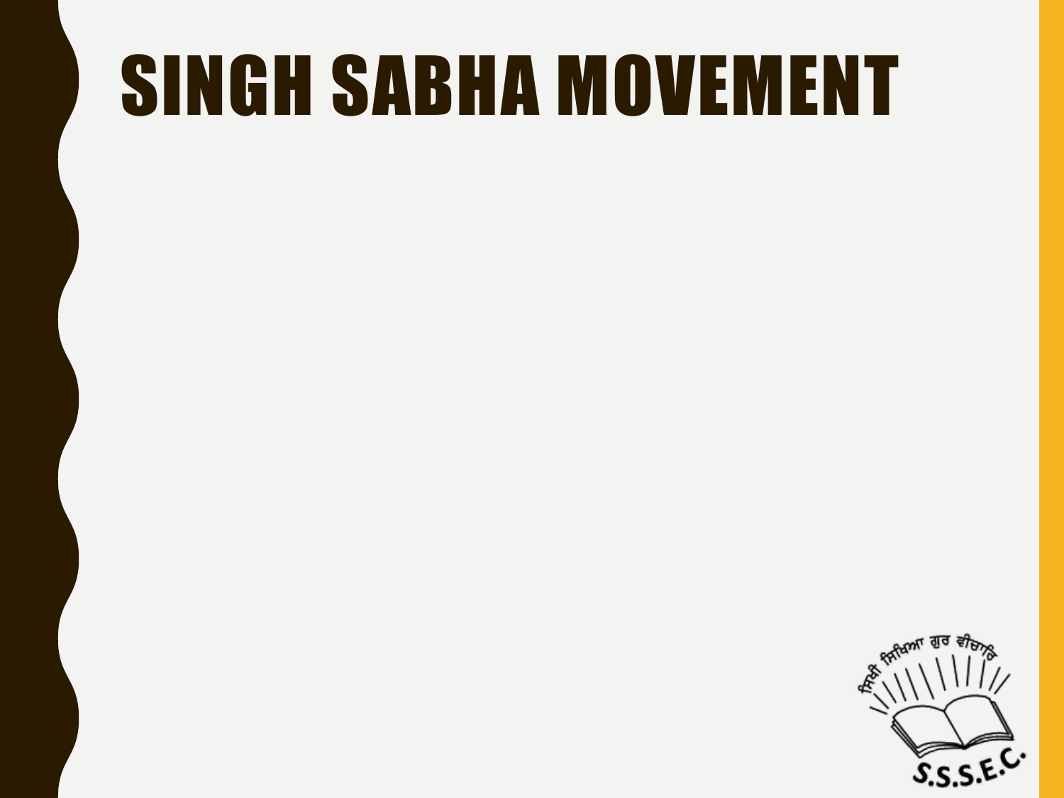# SINGH SABHA MOVEMENT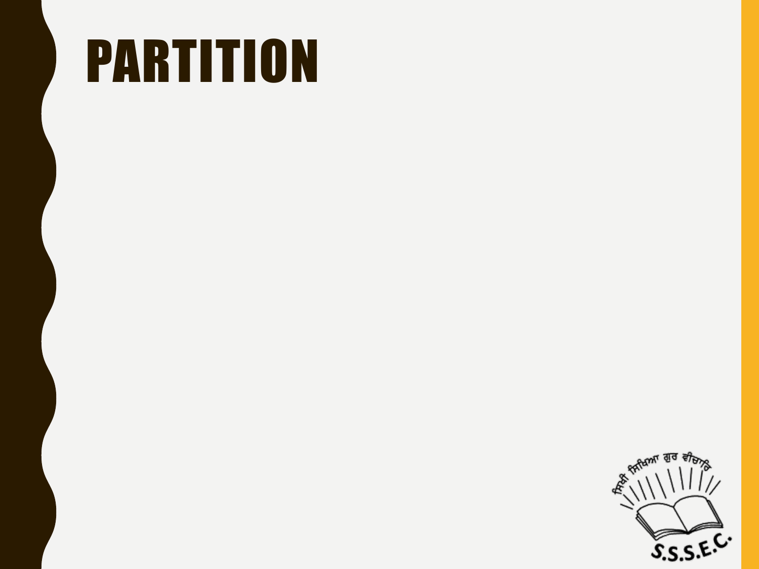# PARTITION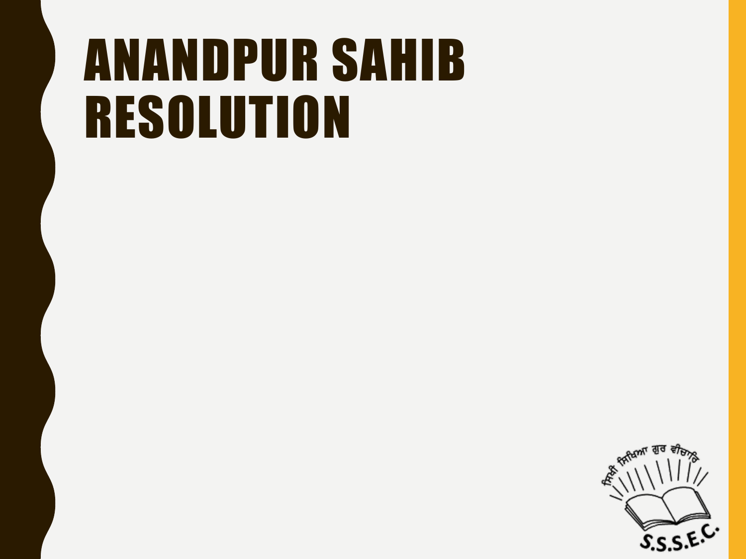# ANANDPUR SAHIB RESOLUTION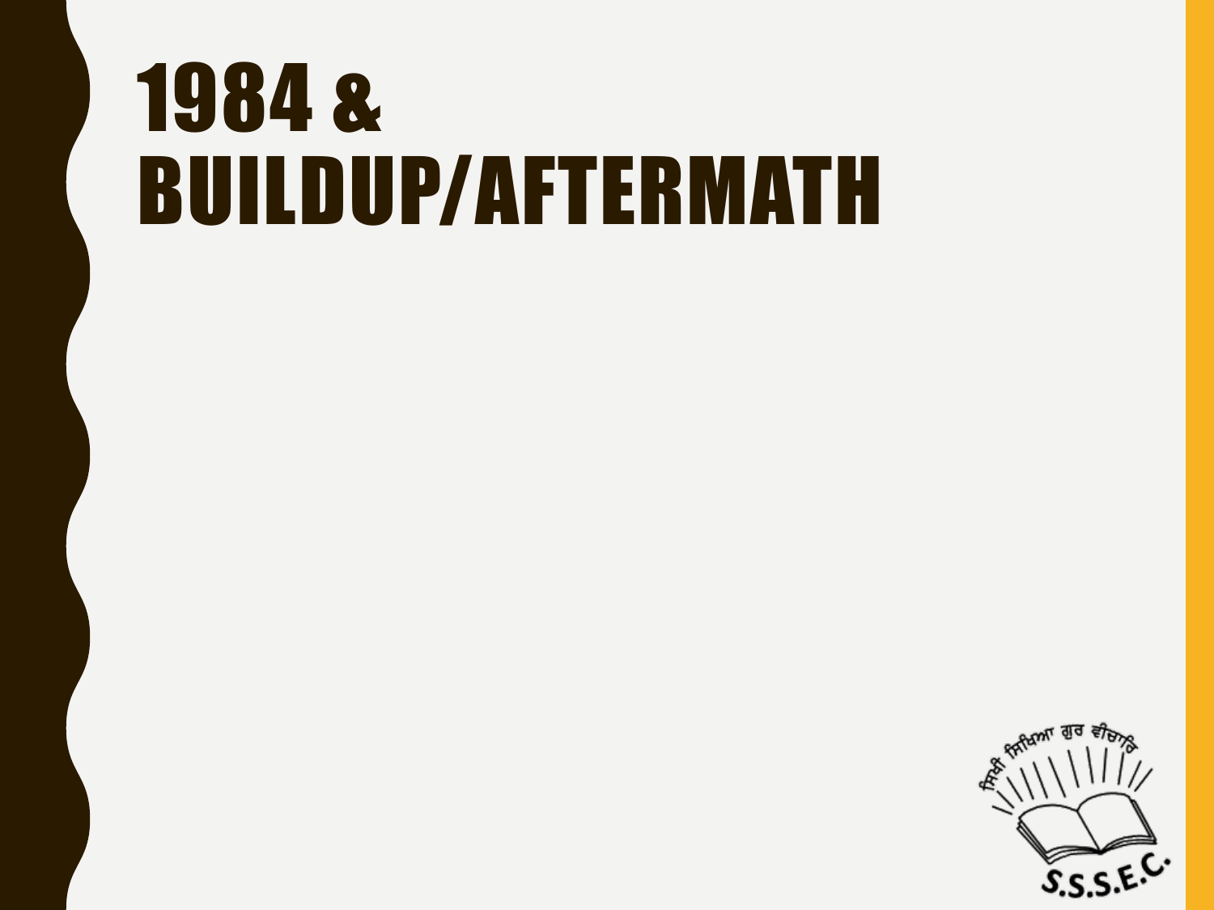# 1984 & BUILDUP/AFTERMATH